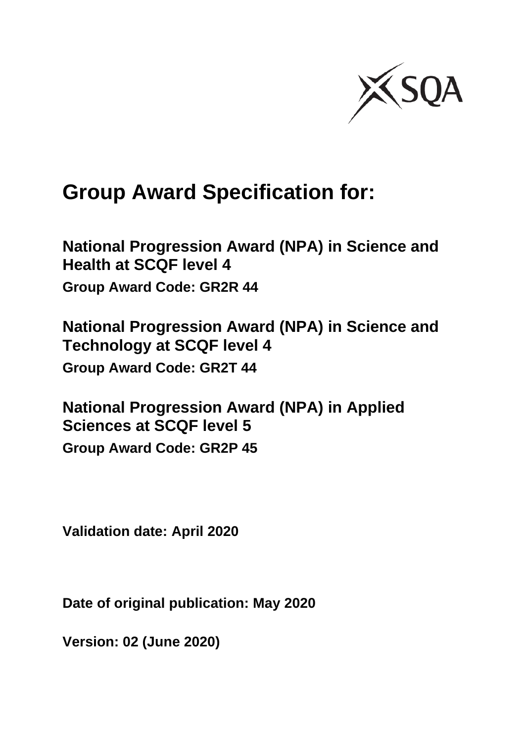# Group Award Specification for:

## National Progression Award (NPA) in Science and Health at SCQF level 4

**Group Award Code: GR2R 44**

## National Progression Award (NPA) in Science and Technology at SCQF level 4

**Group Award Code: GR2T 44**

## National Progression Award (NPA) in Applied Sciences at SCQF level 5

**Group Award Code: GR2P 45**

**Validation date: April 2020**

**Date of original publication: May 2020**

**Version: 02 (June 2020)**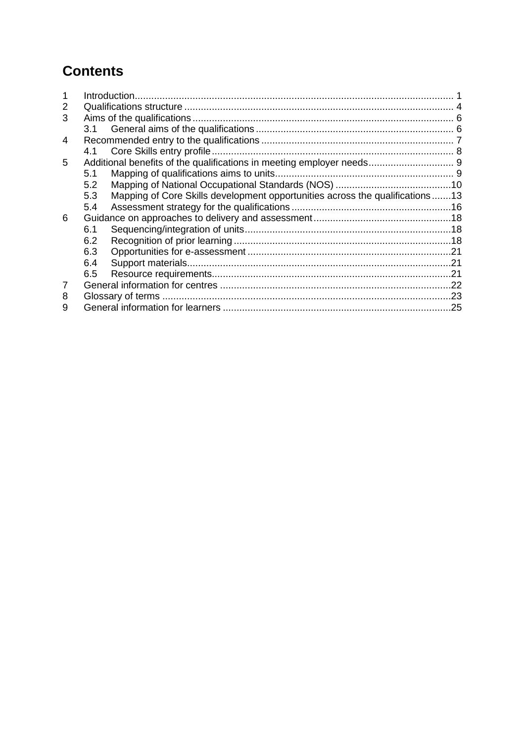# Contents

1 Introduction ........................................................................................................... 1
2 Qualifications structure ......................................................................................... 4
3 Aims of the qualifications ..................................................................................... 6
   3.1 General aims of the qualifications ................................................................ 6
4 Recommended entry to the qualifications ............................................................. 7
   4.1 Core Skills entry profile ............................................................................... 8
5 Additional benefits of the qualifications in meeting employer needs ..................... 9
   5.1 Mapping of qualifications aims to units ........................................................ 9
   5.2 Mapping of National Occupational Standards (NOS) .................................. 10
   5.3 Mapping of Core Skills development opportunities across the qualifications ....... 13
   5.4 Assessment strategy for the qualifications .................................................. 16
6 Guidance on approaches to delivery and assessment .......................................... 18
   6.1 Sequencing/integration of units .................................................................. 18
   6.2 Recognition of prior learning ...................................................................... 18
   6.3 Opportunities for e-assessment .................................................................. 21
   6.4 Support materials ........................................................................................ 21
   6.5 Resource requirements ............................................................................... 21
7 General information for centres ........................................................................... 22
8 Glossary of terms ................................................................................................ 23
9 General information for learners .......................................................................... 25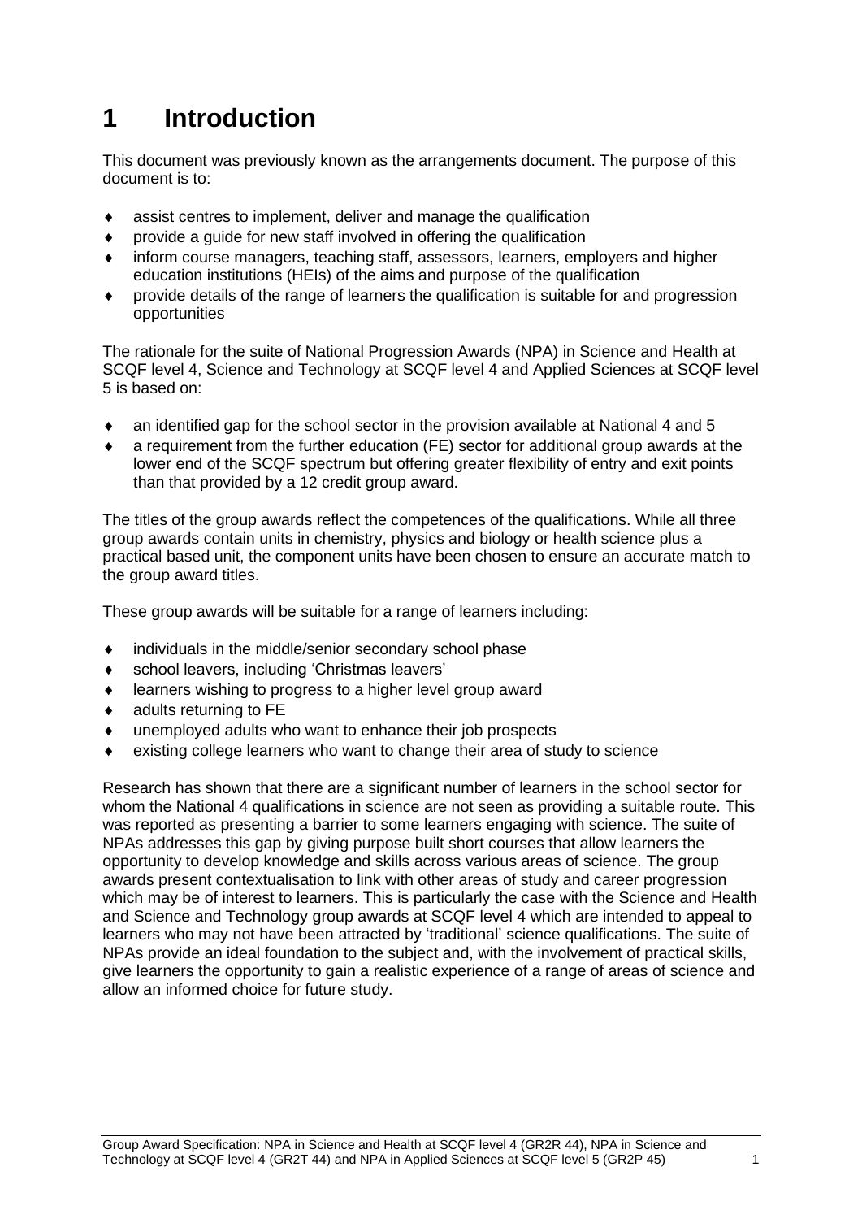# 1 Introduction

This document was previously known as the arrangements document. The purpose of this document is to:

- assist centres to implement, deliver and manage the qualification
- provide a guide for new staff involved in offering the qualification
- inform course managers, teaching staff, assessors, learners, employers and higher education institutions (HEIs) of the aims and purpose of the qualification
- provide details of the range of learners the qualification is suitable for and progression opportunities

The rationale for the suite of National Progression Awards (NPA) in Science and Health at SCQF level 4, Science and Technology at SCQF level 4 and Applied Sciences at SCQF level 5 is based on:

- an identified gap for the school sector in the provision available at National 4 and 5
- a requirement from the further education (FE) sector for additional group awards at the lower end of the SCQF spectrum but offering greater flexibility of entry and exit points than that provided by a 12 credit group award.

The titles of the group awards reflect the competences of the qualifications. While all three group awards contain units in chemistry, physics and biology or health science plus a practical based unit, the component units have been chosen to ensure an accurate match to the group award titles.

These group awards will be suitable for a range of learners including:

- individuals in the middle/senior secondary school phase
- school leavers, including 'Christmas leavers'
- learners wishing to progress to a higher level group award
- adults returning to FE
- unemployed adults who want to enhance their job prospects
- existing college learners who want to change their area of study to science

Research has shown that there are a significant number of learners in the school sector for whom the National 4 qualifications in science are not seen as providing a suitable route. This was reported as presenting a barrier to some learners engaging with science. The suite of NPAs addresses this gap by giving purpose built short courses that allow learners the opportunity to develop knowledge and skills across various areas of science. The group awards present contextualisation to link with other areas of study and career progression which may be of interest to learners. This is particularly the case with the Science and Health and Science and Technology group awards at SCQF level 4 which are intended to appeal to learners who may not have been attracted by 'traditional' science qualifications. The suite of NPAs provide an ideal foundation to the subject and, with the involvement of practical skills, give learners the opportunity to gain a realistic experience of a range of areas of science and allow an informed choice for future study.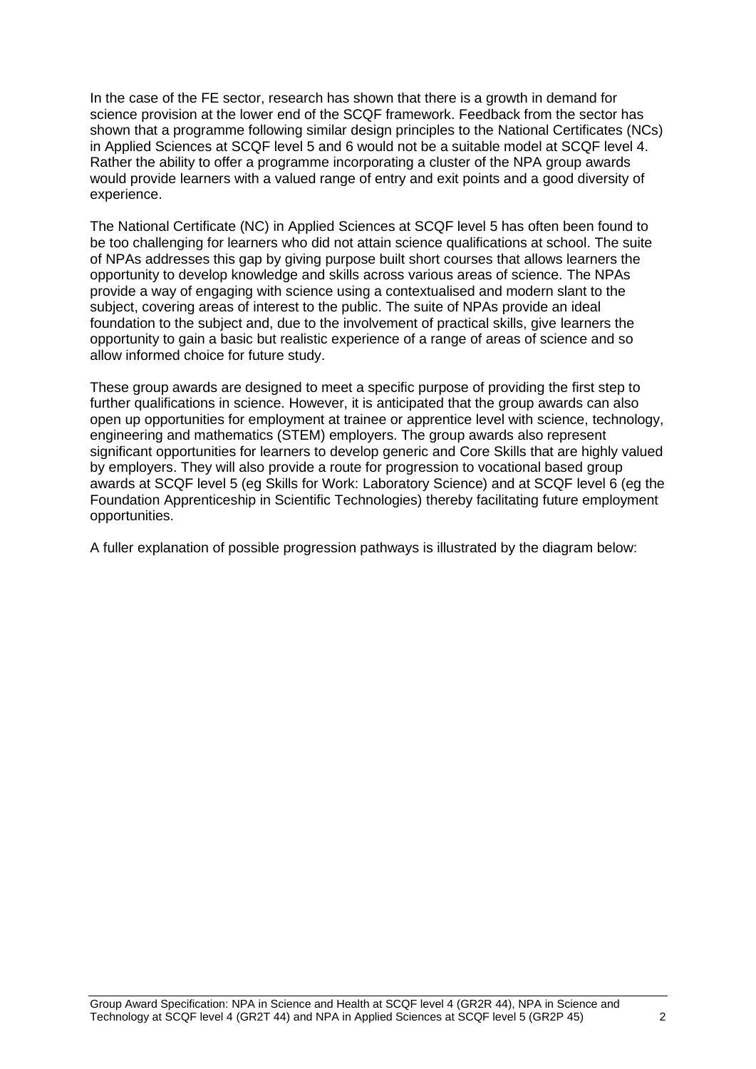In the case of the FE sector, research has shown that there is a growth in demand for science provision at the lower end of the SCQF framework. Feedback from the sector has shown that a programme following similar design principles to the National Certificates (NCs) in Applied Sciences at SCQF level 5 and 6 would not be a suitable model at SCQF level 4. Rather the ability to offer a programme incorporating a cluster of the NPA group awards would provide learners with a valued range of entry and exit points and a good diversity of experience.

The National Certificate (NC) in Applied Sciences at SCQF level 5 has often been found to be too challenging for learners who did not attain science qualifications at school. The suite of NPAs addresses this gap by giving purpose built short courses that allows learners the opportunity to develop knowledge and skills across various areas of science. The NPAs provide a way of engaging with science using a contextualised and modern slant to the subject, covering areas of interest to the public. The suite of NPAs provide an ideal foundation to the subject and, due to the involvement of practical skills, give learners the opportunity to gain a basic but realistic experience of a range of areas of science and so allow informed choice for future study.

These group awards are designed to meet a specific purpose of providing the first step to further qualifications in science. However, it is anticipated that the group awards can also open up opportunities for employment at trainee or apprentice level with science, technology, engineering and mathematics (STEM) employers. The group awards also represent significant opportunities for learners to develop generic and Core Skills that are highly valued by employers. They will also provide a route for progression to vocational based group awards at SCQF level 5 (eg Skills for Work: Laboratory Science) and at SCQF level 6 (eg the Foundation Apprenticeship in Scientific Technologies) thereby facilitating future employment opportunities.

A fuller explanation of possible progression pathways is illustrated by the diagram below: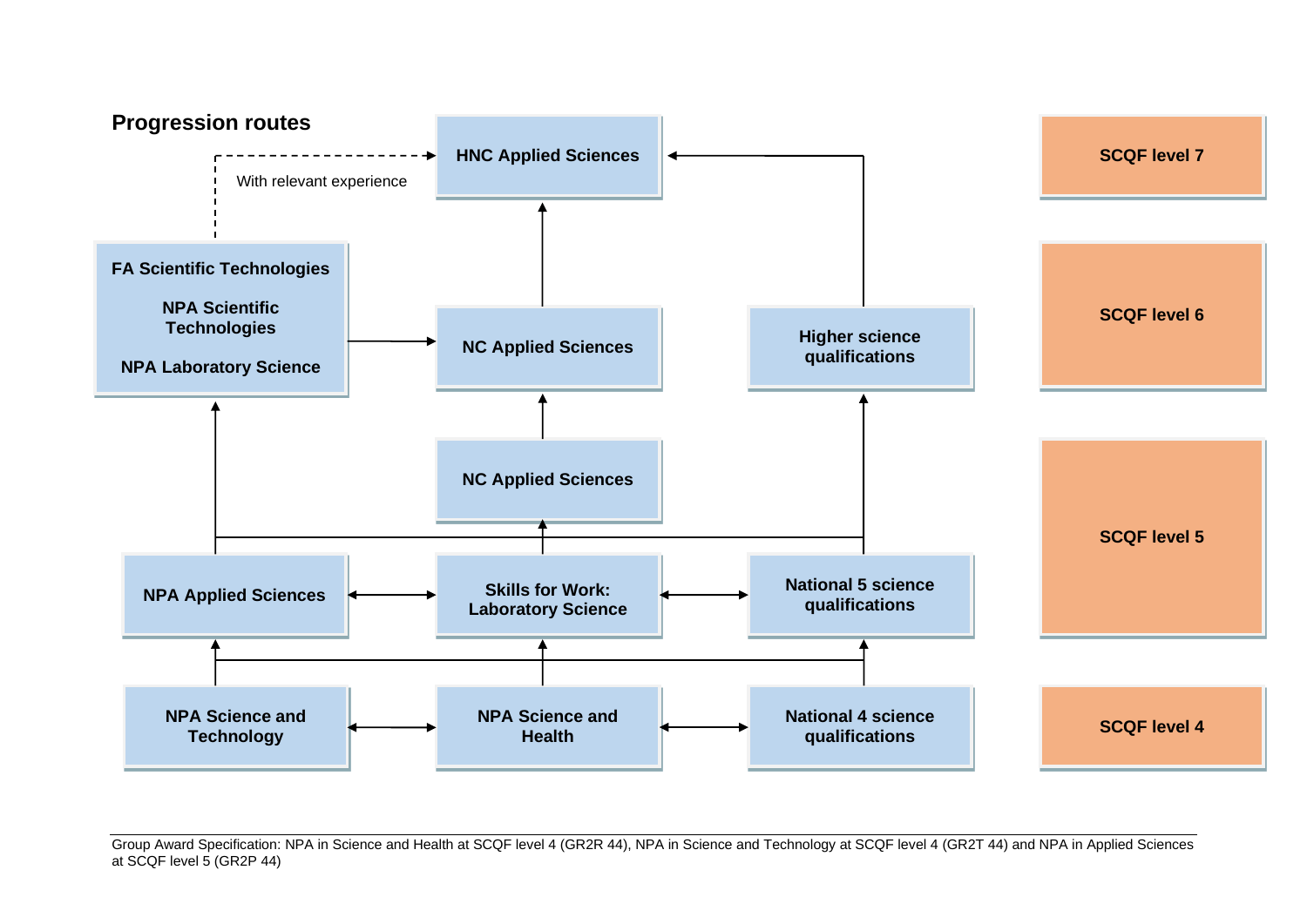## Progression routes

| SCQF level | Qualifications |
|---|---|
| SCQF level 7 | HNC Applied Sciences |
| SCQF level 6 | FA Scientific Technologies; NPA Scientific Technologies; NPA Laboratory Science; NC Applied Sciences; Higher science qualifications |
| SCQF level 5 | NC Applied Sciences; NPA Applied Sciences; Skills for Work: Laboratory Science; National 5 science qualifications |
| SCQF level 4 | NPA Science and Technology; NPA Science and Health; National 4 science qualifications |

- NPA Science and Technology ↔ NPA Science and Health ↔ National 4 science qualifications
- NPA Science and Technology, NPA Science and Health and National 4 science qualifications → NPA Applied Sciences, Skills for Work: Laboratory Science, National 5 science qualifications
- NPA Applied Sciences ↔ Skills for Work: Laboratory Science ↔ National 5 science qualifications
- NPA Applied Sciences, Skills for Work: Laboratory Science and National 5 science qualifications → FA Scientific Technologies / NPA Scientific Technologies / NPA Laboratory Science, NC Applied Sciences (SCQF level 5), Higher science qualifications
- NC Applied Sciences (SCQF level 5) → NC Applied Sciences (SCQF level 6)
- FA Scientific Technologies / NPA Scientific Technologies / NPA Laboratory Science → NC Applied Sciences (SCQF level 6)
- FA Scientific Technologies / NPA Scientific Technologies / NPA Laboratory Science → HNC Applied Sciences (With relevant experience)
- NC Applied Sciences (SCQF level 6) → HNC Applied Sciences
- Higher science qualifications → HNC Applied Sciences

Group Award Specification: NPA in Science and Health at SCQF level 4 (GR2R 44), NPA in Science and Technology at SCQF level 4 (GR2T 44) and NPA in Applied Sciences at SCQF level 5 (GR2P 44)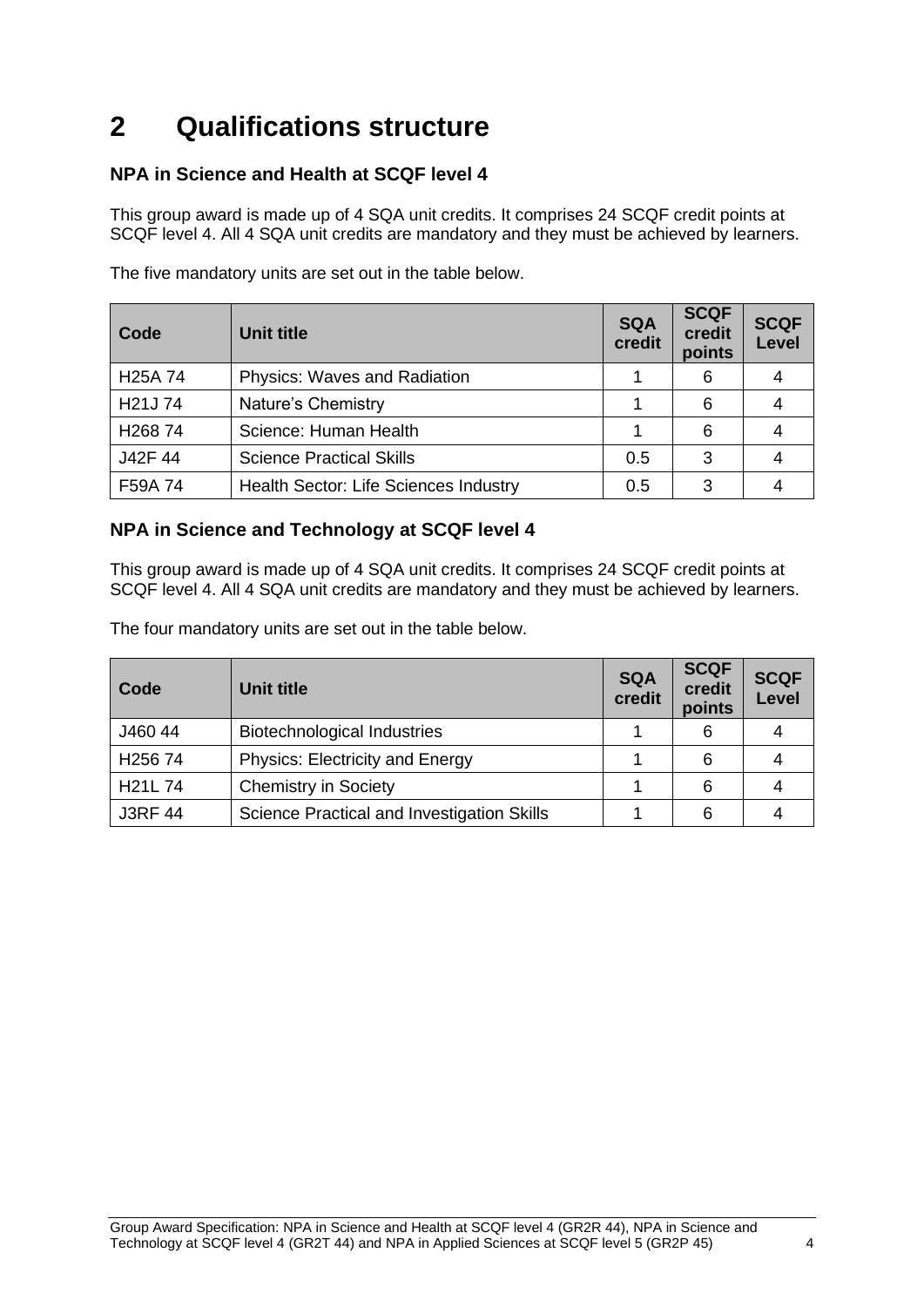# 2 Qualifications structure

### NPA in Science and Health at SCQF level 4

This group award is made up of 4 SQA unit credits. It comprises 24 SCQF credit points at SCQF level 4. All 4 SQA unit credits are mandatory and they must be achieved by learners.

The five mandatory units are set out in the table below.

| Code | Unit title | SQA credit | SCQF credit points | SCQF Level |
|---|---|---|---|---|
| H25A 74 | Physics: Waves and Radiation | 1 | 6 | 4 |
| H21J 74 | Nature's Chemistry | 1 | 6 | 4 |
| H268 74 | Science: Human Health | 1 | 6 | 4 |
| J42F 44 | Science Practical Skills | 0.5 | 3 | 4 |
| F59A 74 | Health Sector: Life Sciences Industry | 0.5 | 3 | 4 |

### NPA in Science and Technology at SCQF level 4

This group award is made up of 4 SQA unit credits. It comprises 24 SCQF credit points at SCQF level 4. All 4 SQA unit credits are mandatory and they must be achieved by learners.

The four mandatory units are set out in the table below.

| Code | Unit title | SQA credit | SCQF credit points | SCQF Level |
|---|---|---|---|---|
| J460 44 | Biotechnological Industries | 1 | 6 | 4 |
| H256 74 | Physics: Electricity and Energy | 1 | 6 | 4 |
| H21L 74 | Chemistry in Society | 1 | 6 | 4 |
| J3RF 44 | Science Practical and Investigation Skills | 1 | 6 | 4 |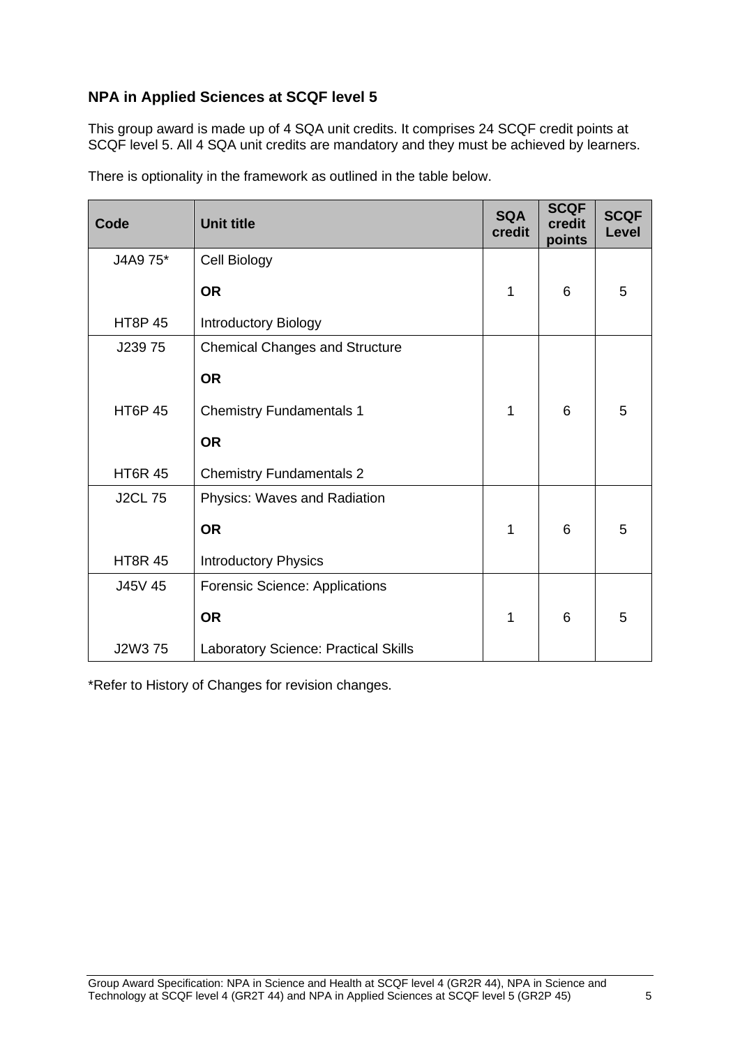## NPA in Applied Sciences at SCQF level 5

This group award is made up of 4 SQA unit credits. It comprises 24 SCQF credit points at SCQF level 5. All 4 SQA unit credits are mandatory and they must be achieved by learners.

There is optionality in the framework as outlined in the table below.

| Code | Unit title | SQA credit | SCQF credit points | SCQF Level |
|---|---|---|---|---|
| J4A9 75* | Cell Biology | 1 | 6 | 5 |
| | **OR** | | | |
| HT8P 45 | Introductory Biology | | | |
| J239 75 | Chemical Changes and Structure | 1 | 6 | 5 |
| | **OR** | | | |
| HT6P 45 | Chemistry Fundamentals 1 | | | |
| | **OR** | | | |
| HT6R 45 | Chemistry Fundamentals 2 | | | |
| J2CL 75 | Physics: Waves and Radiation | 1 | 6 | 5 |
| | **OR** | | | |
| HT8R 45 | Introductory Physics | | | |
| J45V 45 | Forensic Science: Applications | 1 | 6 | 5 |
| | **OR** | | | |
| J2W3 75 | Laboratory Science: Practical Skills | | | |

*Refer to History of Changes for revision changes.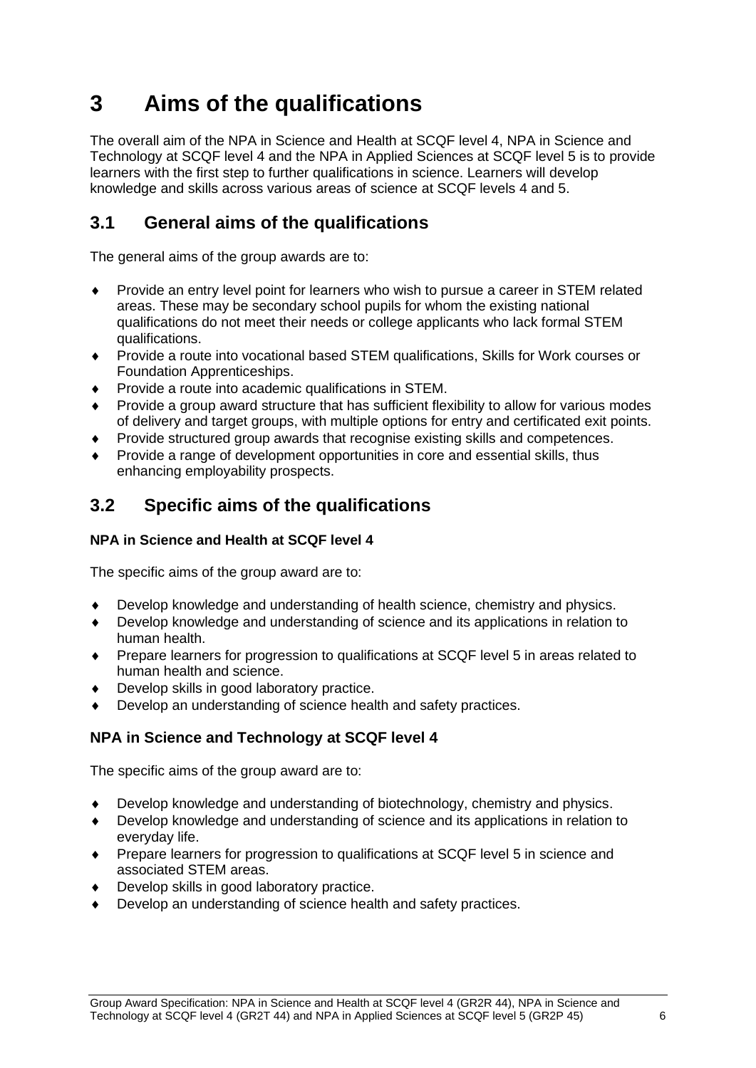# 3 Aims of the qualifications

The overall aim of the NPA in Science and Health at SCQF level 4, NPA in Science and Technology at SCQF level 4 and the NPA in Applied Sciences at SCQF level 5 is to provide learners with the first step to further qualifications in science. Learners will develop knowledge and skills across various areas of science at SCQF levels 4 and 5.

## 3.1 General aims of the qualifications

The general aims of the group awards are to:

- Provide an entry level point for learners who wish to pursue a career in STEM related areas. These may be secondary school pupils for whom the existing national qualifications do not meet their needs or college applicants who lack formal STEM qualifications.
- Provide a route into vocational based STEM qualifications, Skills for Work courses or Foundation Apprenticeships.
- Provide a route into academic qualifications in STEM.
- Provide a group award structure that has sufficient flexibility to allow for various modes of delivery and target groups, with multiple options for entry and certificated exit points.
- Provide structured group awards that recognise existing skills and competences.
- Provide a range of development opportunities in core and essential skills, thus enhancing employability prospects.

## 3.2 Specific aims of the qualifications

**NPA in Science and Health at SCQF level 4**

The specific aims of the group award are to:

- Develop knowledge and understanding of health science, chemistry and physics.
- Develop knowledge and understanding of science and its applications in relation to human health.
- Prepare learners for progression to qualifications at SCQF level 5 in areas related to human health and science.
- Develop skills in good laboratory practice.
- Develop an understanding of science health and safety practices.

**NPA in Science and Technology at SCQF level 4**

The specific aims of the group award are to:

- Develop knowledge and understanding of biotechnology, chemistry and physics.
- Develop knowledge and understanding of science and its applications in relation to everyday life.
- Prepare learners for progression to qualifications at SCQF level 5 in science and associated STEM areas.
- Develop skills in good laboratory practice.
- Develop an understanding of science health and safety practices.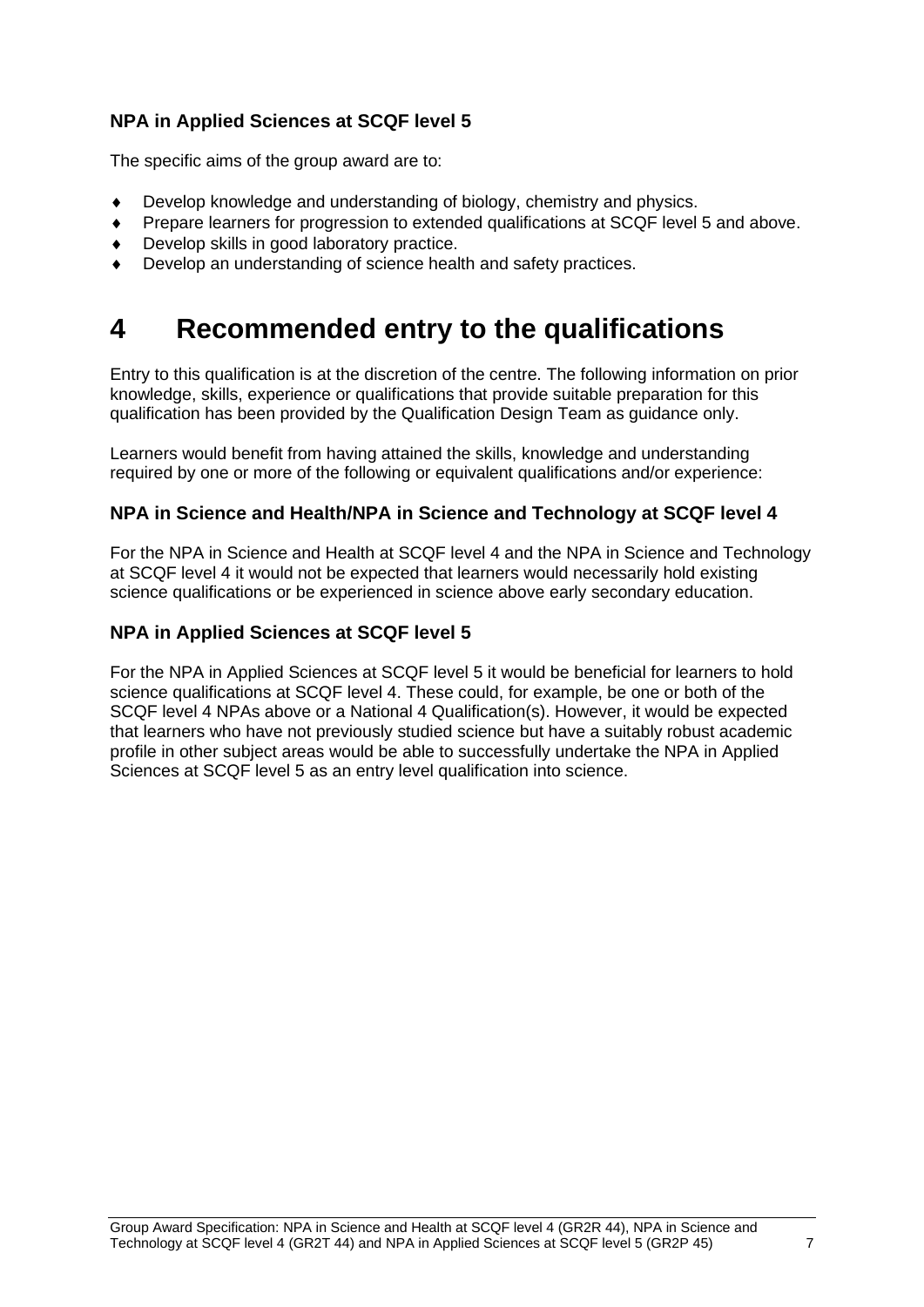### NPA in Applied Sciences at SCQF level 5

The specific aims of the group award are to:

- Develop knowledge and understanding of biology, chemistry and physics.
- Prepare learners for progression to extended qualifications at SCQF level 5 and above.
- Develop skills in good laboratory practice.
- Develop an understanding of science health and safety practices.

# 4 Recommended entry to the qualifications

Entry to this qualification is at the discretion of the centre. The following information on prior knowledge, skills, experience or qualifications that provide suitable preparation for this qualification has been provided by the Qualification Design Team as guidance only.

Learners would benefit from having attained the skills, knowledge and understanding required by one or more of the following or equivalent qualifications and/or experience:

### NPA in Science and Health/NPA in Science and Technology at SCQF level 4

For the NPA in Science and Health at SCQF level 4 and the NPA in Science and Technology at SCQF level 4 it would not be expected that learners would necessarily hold existing science qualifications or be experienced in science above early secondary education.

### NPA in Applied Sciences at SCQF level 5

For the NPA in Applied Sciences at SCQF level 5 it would be beneficial for learners to hold science qualifications at SCQF level 4. These could, for example, be one or both of the SCQF level 4 NPAs above or a National 4 Qualification(s). However, it would be expected that learners who have not previously studied science but have a suitably robust academic profile in other subject areas would be able to successfully undertake the NPA in Applied Sciences at SCQF level 5 as an entry level qualification into science.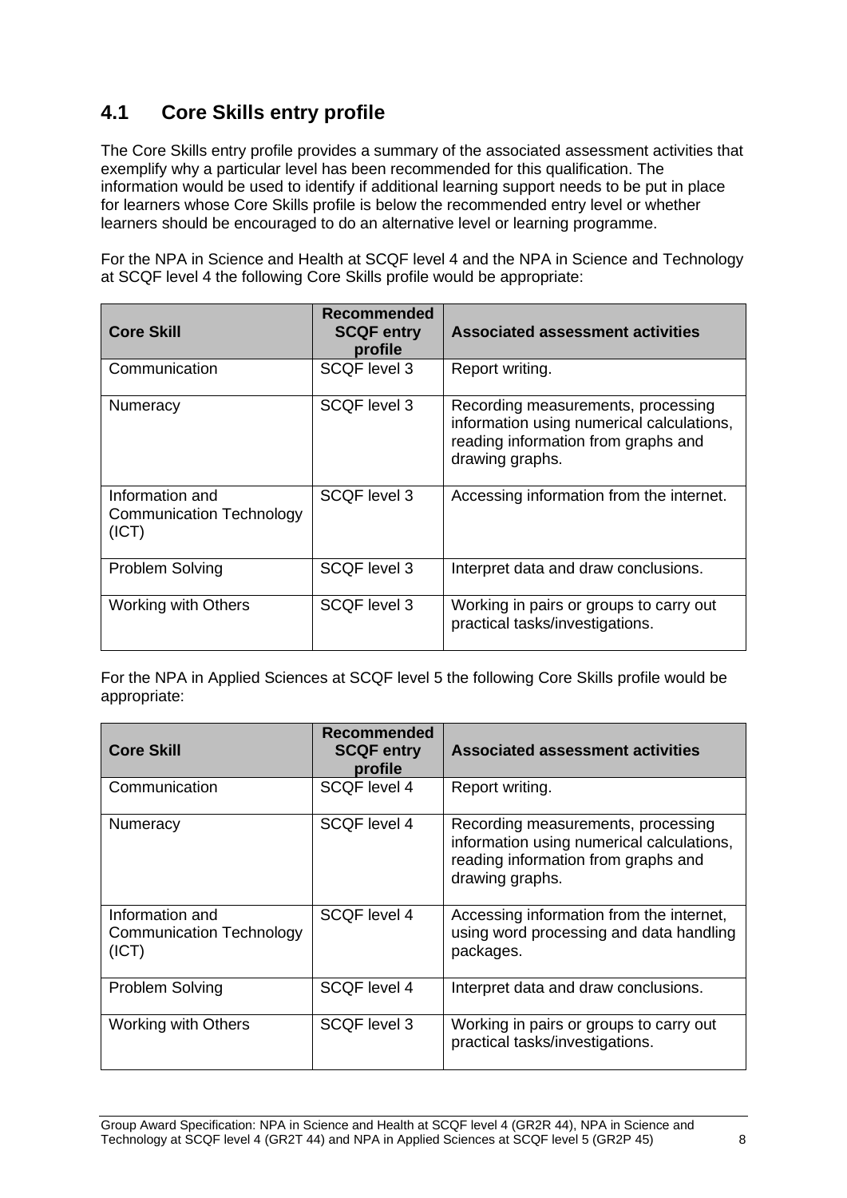## 4.1 Core Skills entry profile

The Core Skills entry profile provides a summary of the associated assessment activities that exemplify why a particular level has been recommended for this qualification. The information would be used to identify if additional learning support needs to be put in place for learners whose Core Skills profile is below the recommended entry level or whether learners should be encouraged to do an alternative level or learning programme.

For the NPA in Science and Health at SCQF level 4 and the NPA in Science and Technology at SCQF level 4 the following Core Skills profile would be appropriate:

| Core Skill | Recommended SCQF entry profile | Associated assessment activities |
|---|---|---|
| Communication | SCQF level 3 | Report writing. |
| Numeracy | SCQF level 3 | Recording measurements, processing information using numerical calculations, reading information from graphs and drawing graphs. |
| Information and Communication Technology (ICT) | SCQF level 3 | Accessing information from the internet. |
| Problem Solving | SCQF level 3 | Interpret data and draw conclusions. |
| Working with Others | SCQF level 3 | Working in pairs or groups to carry out practical tasks/investigations. |

For the NPA in Applied Sciences at SCQF level 5 the following Core Skills profile would be appropriate:

| Core Skill | Recommended SCQF entry profile | Associated assessment activities |
|---|---|---|
| Communication | SCQF level 4 | Report writing. |
| Numeracy | SCQF level 4 | Recording measurements, processing information using numerical calculations, reading information from graphs and drawing graphs. |
| Information and Communication Technology (ICT) | SCQF level 4 | Accessing information from the internet, using word processing and data handling packages. |
| Problem Solving | SCQF level 4 | Interpret data and draw conclusions. |
| Working with Others | SCQF level 3 | Working in pairs or groups to carry out practical tasks/investigations. |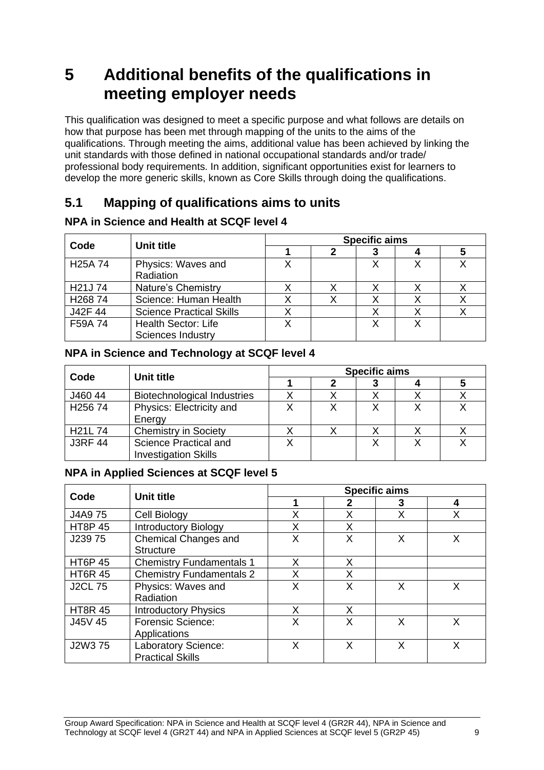# 5 Additional benefits of the qualifications in meeting employer needs

This qualification was designed to meet a specific purpose and what follows are details on how that purpose has been met through mapping of the units to the aims of the qualifications. Through meeting the aims, additional value has been achieved by linking the unit standards with those defined in national occupational standards and/or trade/ professional body requirements. In addition, significant opportunities exist for learners to develop the more generic skills, known as Core Skills through doing the qualifications.

## 5.1 Mapping of qualifications aims to units

### NPA in Science and Health at SCQF level 4

| Code | Unit title | Specific aims | | | | |
|---|---|---|---|---|---|---|
| | | 1 | 2 | 3 | 4 | 5 |
| H25A 74 | Physics: Waves and Radiation | X | | X | X | X |
| H21J 74 | Nature's Chemistry | X | X | X | X | X |
| H268 74 | Science: Human Health | X | X | X | X | X |
| J42F 44 | Science Practical Skills | X | | X | X | X |
| F59A 74 | Health Sector: Life Sciences Industry | X | | X | X | |

### NPA in Science and Technology at SCQF level 4

| Code | Unit title | Specific aims | | | | |
|---|---|---|---|---|---|---|
| | | 1 | 2 | 3 | 4 | 5 |
| J460 44 | Biotechnological Industries | X | X | X | X | X |
| H256 74 | Physics: Electricity and Energy | X | X | X | X | X |
| H21L 74 | Chemistry in Society | X | X | X | X | X |
| J3RF 44 | Science Practical and Investigation Skills | X | | X | X | X |

### NPA in Applied Sciences at SCQF level 5

| Code | Unit title | Specific aims | | | |
|---|---|---|---|---|---|
| | | 1 | 2 | 3 | 4 |
| J4A9 75 | Cell Biology | X | X | X | X |
| HT8P 45 | Introductory Biology | X | X | | |
| J239 75 | Chemical Changes and Structure | X | X | X | X |
| HT6P 45 | Chemistry Fundamentals 1 | X | X | | |
| HT6R 45 | Chemistry Fundamentals 2 | X | X | | |
| J2CL 75 | Physics: Waves and Radiation | X | X | X | X |
| HT8R 45 | Introductory Physics | X | X | | |
| J45V 45 | Forensic Science: Applications | X | X | X | X |
| J2W3 75 | Laboratory Science: Practical Skills | X | X | X | X |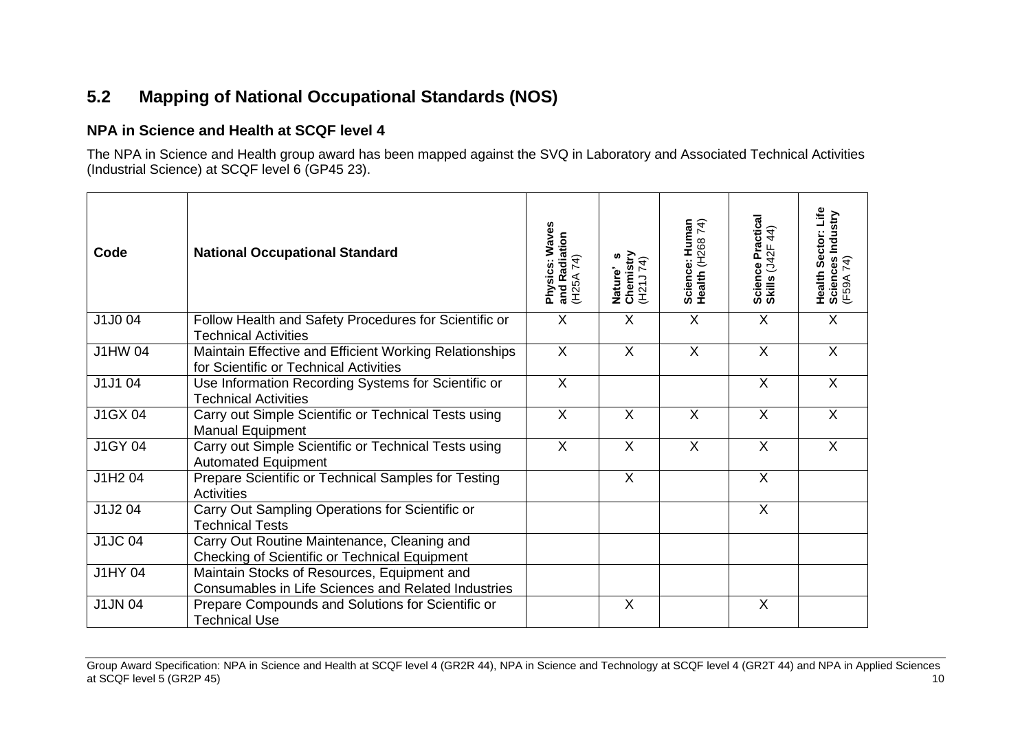## 5.2 Mapping of National Occupational Standards (NOS)

### NPA in Science and Health at SCQF level 4

The NPA in Science and Health group award has been mapped against the SVQ in Laboratory and Associated Technical Activities (Industrial Science) at SCQF level 6 (GP45 23).

| Code | National Occupational Standard | **Physics: Waves and Radiation** (H25A 74) | **Nature' s Chemistry** (H21J 74) | **Science: Human Health** (H268 74) | **Science Practical Skills** (J42F 44) | **Health Sector: Life Sciences Industry** (F59A 74) |
|---|---|---|---|---|---|---|
| J1J0 04 | Follow Health and Safety Procedures for Scientific or Technical Activities | X | X | X | X | X |
| J1HW 04 | Maintain Effective and Efficient Working Relationships for Scientific or Technical Activities | X | X | X | X | X |
| J1J1 04 | Use Information Recording Systems for Scientific or Technical Activities | X | | | X | X |
| J1GX 04 | Carry out Simple Scientific or Technical Tests using Manual Equipment | X | X | X | X | X |
| J1GY 04 | Carry out Simple Scientific or Technical Tests using Automated Equipment | X | X | X | X | X |
| J1H2 04 | Prepare Scientific or Technical Samples for Testing Activities | | X | | X | |
| J1J2 04 | Carry Out Sampling Operations for Scientific or Technical Tests | | | | X | |
| J1JC 04 | Carry Out Routine Maintenance, Cleaning and Checking of Scientific or Technical Equipment | | | | | |
| J1HY 04 | Maintain Stocks of Resources, Equipment and Consumables in Life Sciences and Related Industries | | | | | |
| J1JN 04 | Prepare Compounds and Solutions for Scientific or Technical Use | | X | | X | |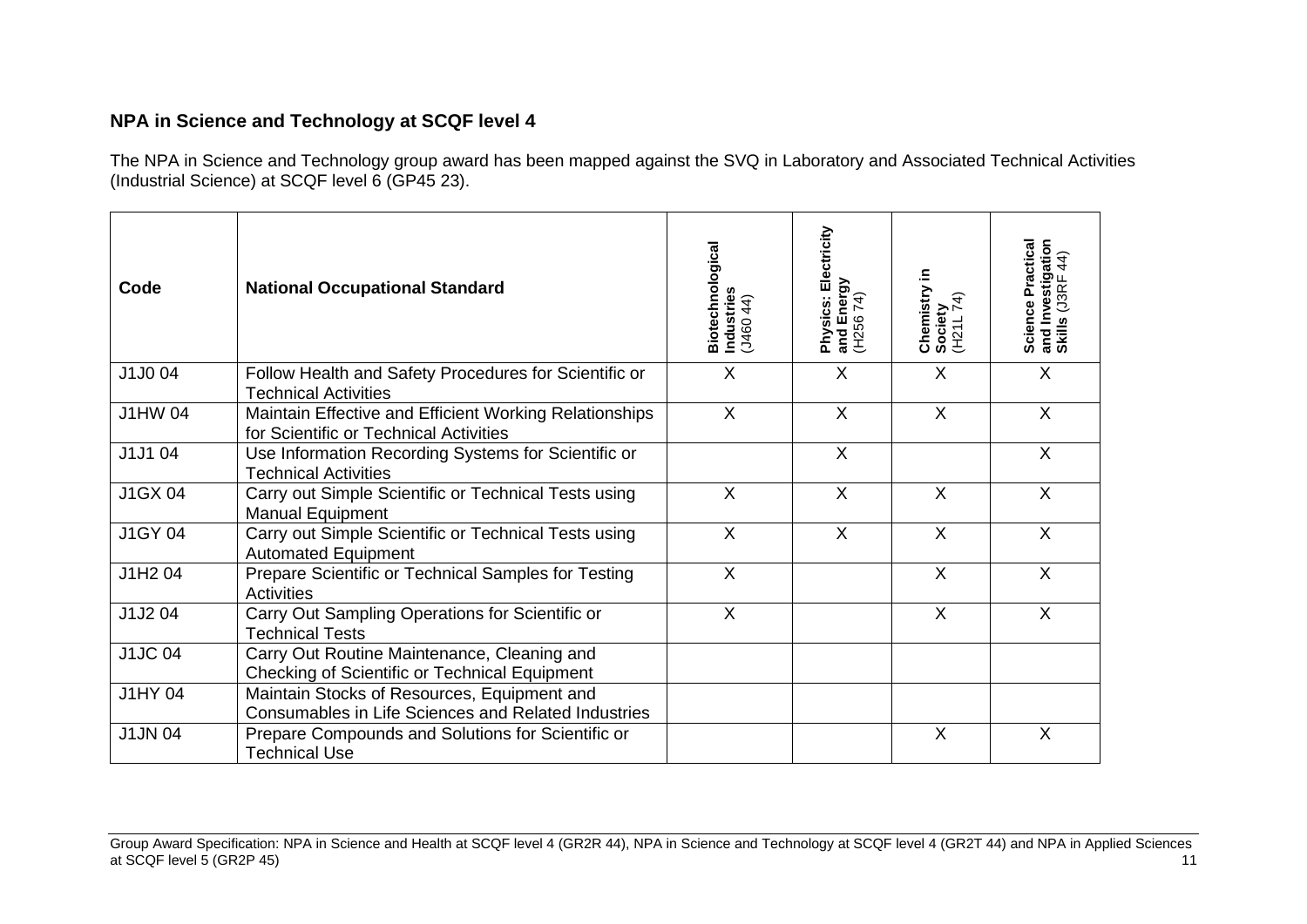## NPA in Science and Technology at SCQF level 4

The NPA in Science and Technology group award has been mapped against the SVQ in Laboratory and Associated Technical Activities (Industrial Science) at SCQF level 6 (GP45 23).

| Code | National Occupational Standard | **Biotechnological Industries** (J460 44) | **Physics: Electricity and Energy** (H256 74) | **Chemistry in Society** (H21L 74) | **Science Practical and Investigation Skills** (J3RF 44) |
|---|---|---|---|---|---|
| J1J0 04 | Follow Health and Safety Procedures for Scientific or Technical Activities | X | X | X | X |
| J1HW 04 | Maintain Effective and Efficient Working Relationships for Scientific or Technical Activities | X | X | X | X |
| J1J1 04 | Use Information Recording Systems for Scientific or Technical Activities | | X | | X |
| J1GX 04 | Carry out Simple Scientific or Technical Tests using Manual Equipment | X | X | X | X |
| J1GY 04 | Carry out Simple Scientific or Technical Tests using Automated Equipment | X | X | X | X |
| J1H2 04 | Prepare Scientific or Technical Samples for Testing Activities | X | | X | X |
| J1J2 04 | Carry Out Sampling Operations for Scientific or Technical Tests | X | | X | X |
| J1JC 04 | Carry Out Routine Maintenance, Cleaning and Checking of Scientific or Technical Equipment | | | | |
| J1HY 04 | Maintain Stocks of Resources, Equipment and Consumables in Life Sciences and Related Industries | | | | |
| J1JN 04 | Prepare Compounds and Solutions for Scientific or Technical Use | | | X | X |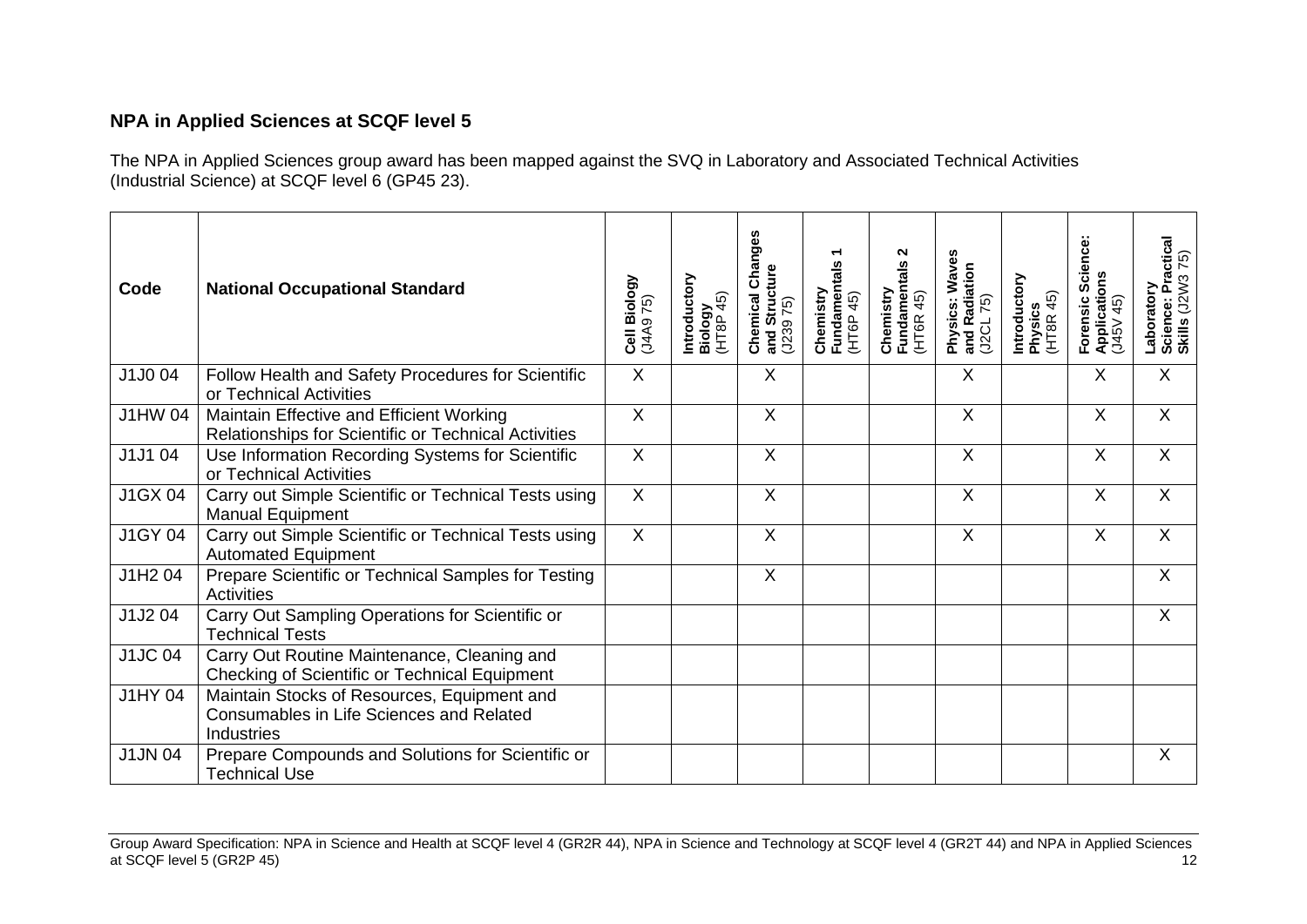## NPA in Applied Sciences at SCQF level 5

The NPA in Applied Sciences group award has been mapped against the SVQ in Laboratory and Associated Technical Activities (Industrial Science) at SCQF level 6 (GP45 23).

| Code | National Occupational Standard | Cell Biology (J4A9 75) | Introductory Biology (HT8P 45) | Chemical Changes and Structure (J239 75) | Chemistry Fundamentals 1 (HT6P 45) | Chemistry Fundamentals 2 (HT6R 45) | Physics: Waves and Radiation (J2CL 75) | Introductory Physics (HT8R 45) | Forensic Science: Applications (J45V 45) | Laboratory Science: Practical Skills (J2W3 75) |
|---|---|---|---|---|---|---|---|---|---|---|
| J1J0 04 | Follow Health and Safety Procedures for Scientific or Technical Activities | X | | X | | | X | | X | X |
| J1HW 04 | Maintain Effective and Efficient Working Relationships for Scientific or Technical Activities | X | | X | | | X | | X | X |
| J1J1 04 | Use Information Recording Systems for Scientific or Technical Activities | X | | X | | | X | | X | X |
| J1GX 04 | Carry out Simple Scientific or Technical Tests using Manual Equipment | X | | X | | | X | | X | X |
| J1GY 04 | Carry out Simple Scientific or Technical Tests using Automated Equipment | X | | X | | | X | | X | X |
| J1H2 04 | Prepare Scientific or Technical Samples for Testing Activities | | | X | | | | | | X |
| J1J2 04 | Carry Out Sampling Operations for Scientific or Technical Tests | | | | | | | | | X |
| J1JC 04 | Carry Out Routine Maintenance, Cleaning and Checking of Scientific or Technical Equipment | | | | | | | | | |
| J1HY 04 | Maintain Stocks of Resources, Equipment and Consumables in Life Sciences and Related Industries | | | | | | | | | |
| J1JN 04 | Prepare Compounds and Solutions for Scientific or Technical Use | | | | | | | | | X |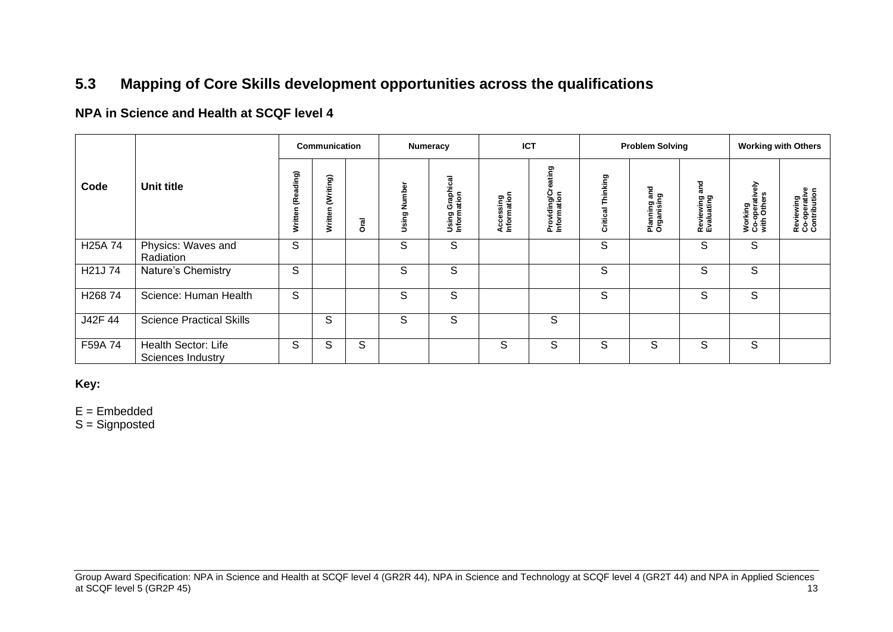## 5.3 Mapping of Core Skills development opportunities across the qualifications

### NPA in Science and Health at SCQF level 4

| Code | Unit title | Communication | | | Numeracy | | ICT | | Problem Solving | | | Working with Others | |
|---|---|---|---|---|---|---|---|---|---|---|---|---|---|
| | | Written (Reading) | Written (Writing) | Oral | Using Number | Using Graphical Information | Accessing Information | Providing/Creating Information | Critical Thinking | Planning and Organising | Reviewing and Evaluating | Working Co-operatively with Others | Reviewing Co-operative Contribution |
| H25A 74 | Physics: Waves and Radiation | S | | | S | S | | | S | | S | S | |
| H21J 74 | Nature's Chemistry | S | | | S | S | | | S | | S | S | |
| H268 74 | Science: Human Health | S | | | S | S | | | S | | S | S | |
| J42F 44 | Science Practical Skills | | S | | S | S | | S | | | | | |
| F59A 74 | Health Sector: Life Sciences Industry | S | S | S | | | S | S | S | S | S | S | |

**Key:**

E = Embedded
S = Signposted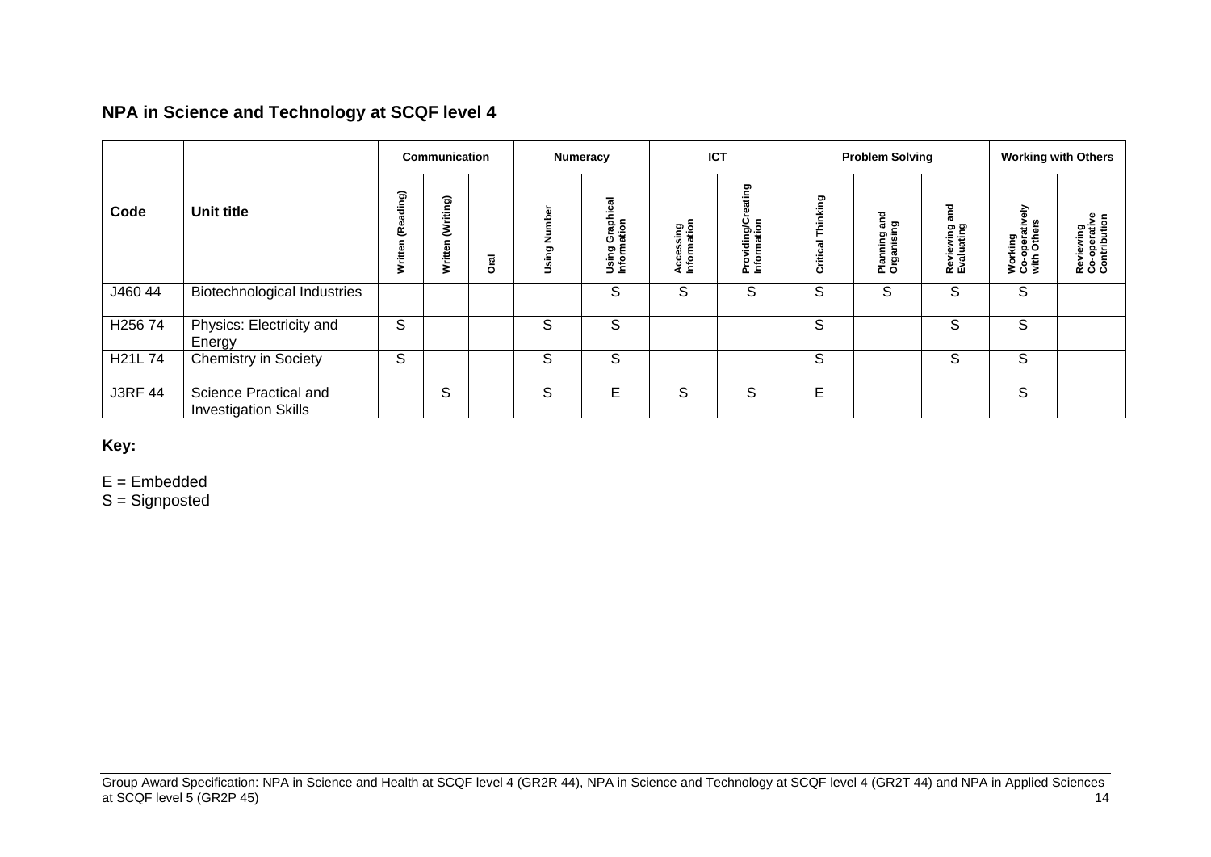## NPA in Science and Technology at SCQF level 4

| Code | Unit title | Communication | | | Numeracy | | ICT | | Problem Solving | | | Working with Others | |
|---|---|---|---|---|---|---|---|---|---|---|---|---|---|
| | | Written (Reading) | Written (Writing) | Oral | Using Number | Using Graphical Information | Accessing Information | Providing/Creating Information | Critical Thinking | Planning and Organising | Reviewing and Evaluating | Working Co-operatively with Others | Reviewing Co-operative Contribution |
| J460 44 | Biotechnological Industries | | | | | S | S | S | S | S | S | S | |
| H256 74 | Physics: Electricity and Energy | S | | | S | S | | | S | | S | S | |
| H21L 74 | Chemistry in Society | S | | | S | S | | | S | | S | S | |
| J3RF 44 | Science Practical and Investigation Skills | | S | | S | E | S | S | E | | | S | |

**Key:**

E = Embedded
S = Signposted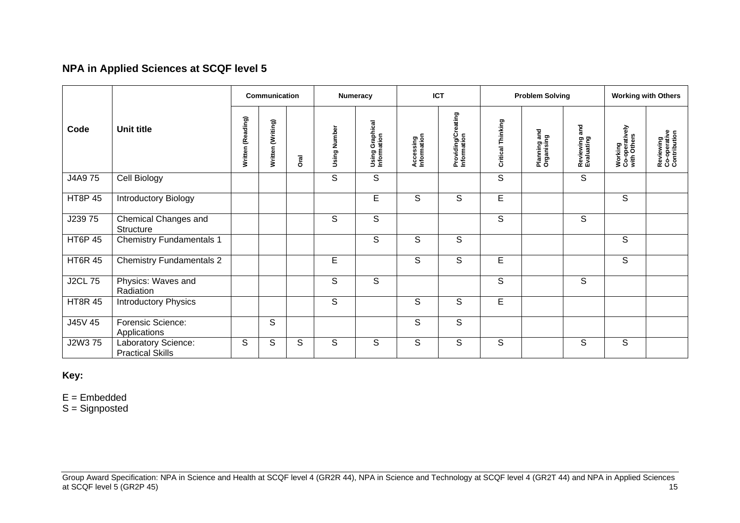## NPA in Applied Sciences at SCQF level 5

| Code | Unit title | Communication | | | Numeracy | | ICT | | Problem Solving | | | Working with Others | |
|---|---|---|---|---|---|---|---|---|---|---|---|---|---|
| | | Written (Reading) | Written (Writing) | Oral | Using Number | Using Graphical Information | Accessing Information | Providing/Creating Information | Critical Thinking | Planning and Organising | Reviewing and Evaluating | Working Co-operatively with Others | Reviewing Co-operative Contribution |
| J4A9 75 | Cell Biology | | | | S | S | | | S | | S | | |
| HT8P 45 | Introductory Biology | | | | | E | S | S | E | | | S | |
| J239 75 | Chemical Changes and Structure | | | | S | S | | | S | | S | | |
| HT6P 45 | Chemistry Fundamentals 1 | | | | | S | S | S | | | | S | |
| HT6R 45 | Chemistry Fundamentals 2 | | | | E | | S | S | E | | | S | |
| J2CL 75 | Physics: Waves and Radiation | | | | S | S | | | S | | S | | |
| HT8R 45 | Introductory Physics | | | | S | | S | S | E | | | | |
| J45V 45 | Forensic Science: Applications | | S | | | | S | S | | | | | |
| J2W3 75 | Laboratory Science: Practical Skills | S | S | S | S | S | S | S | S | | S | S | |

**Key:**

E = Embedded
S = Signposted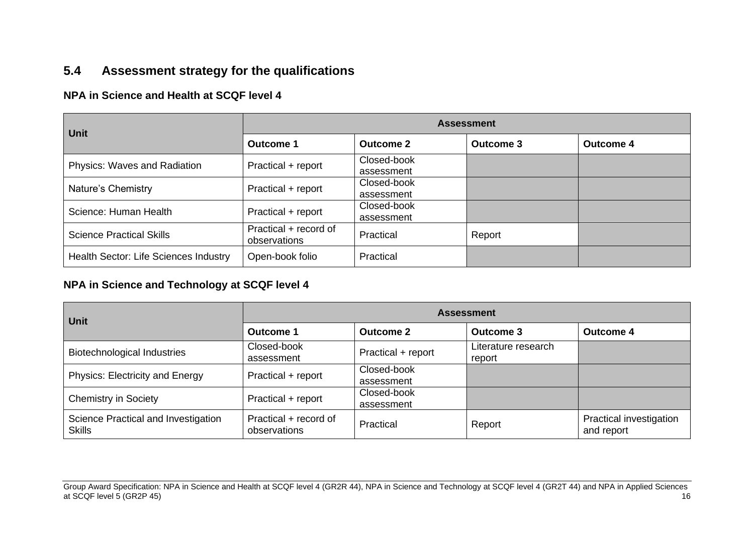## 5.4 Assessment strategy for the qualifications

### NPA in Science and Health at SCQF level 4

| Unit | Assessment | | | |
|---|---|---|---|---|
| | Outcome 1 | Outcome 2 | Outcome 3 | Outcome 4 |
| Physics: Waves and Radiation | Practical + report | Closed-book assessment | | |
| Nature's Chemistry | Practical + report | Closed-book assessment | | |
| Science: Human Health | Practical + report | Closed-book assessment | | |
| Science Practical Skills | Practical + record of observations | Practical | Report | |
| Health Sector: Life Sciences Industry | Open-book folio | Practical | | |

### NPA in Science and Technology at SCQF level 4

| Unit | Assessment | | | |
|---|---|---|---|---|
| | Outcome 1 | Outcome 2 | Outcome 3 | Outcome 4 |
| Biotechnological Industries | Closed-book assessment | Practical + report | Literature research report | |
| Physics: Electricity and Energy | Practical + report | Closed-book assessment | | |
| Chemistry in Society | Practical + report | Closed-book assessment | | |
| Science Practical and Investigation Skills | Practical + record of observations | Practical | Report | Practical investigation and report |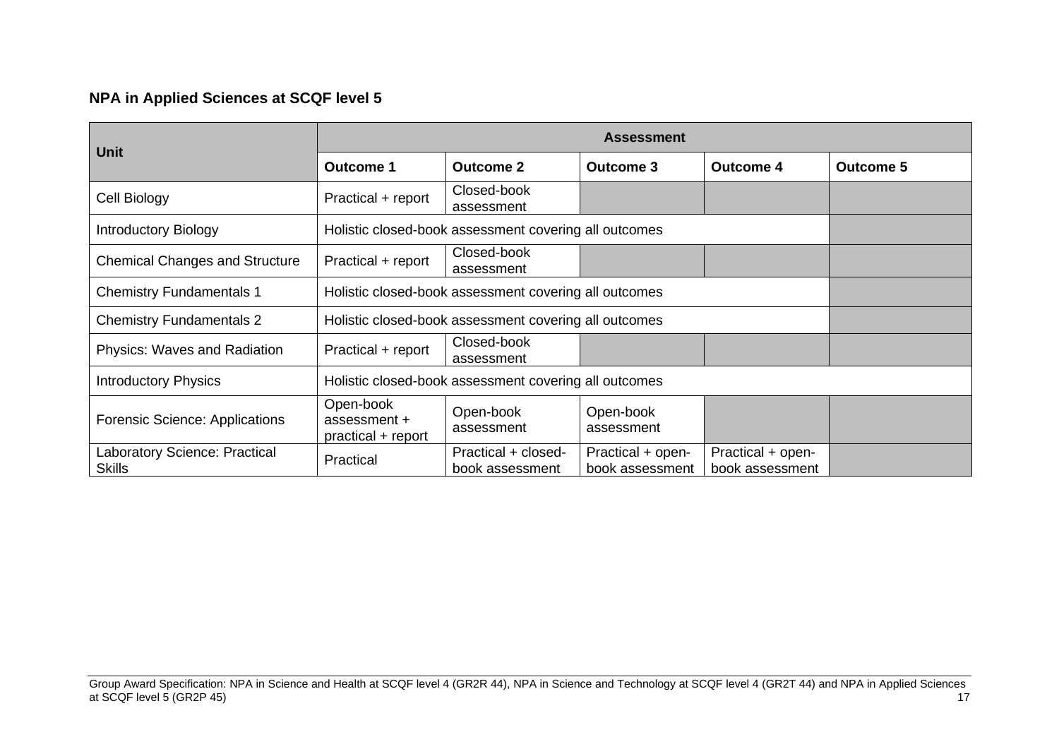**NPA in Applied Sciences at SCQF level 5**

| Unit | Assessment | | | | |
|---|---|---|---|---|---|
| | Outcome 1 | Outcome 2 | Outcome 3 | Outcome 4 | Outcome 5 |
| Cell Biology | Practical + report | Closed-book assessment | | | |
| Introductory Biology | Holistic closed-book assessment covering all outcomes | | | | |
| Chemical Changes and Structure | Practical + report | Closed-book assessment | | | |
| Chemistry Fundamentals 1 | Holistic closed-book assessment covering all outcomes | | | | |
| Chemistry Fundamentals 2 | Holistic closed-book assessment covering all outcomes | | | | |
| Physics: Waves and Radiation | Practical + report | Closed-book assessment | | | |
| Introductory Physics | Holistic closed-book assessment covering all outcomes | | | | |
| Forensic Science: Applications | Open-book assessment + practical + report | Open-book assessment | Open-book assessment | | |
| Laboratory Science: Practical Skills | Practical | Practical + closed-book assessment | Practical + open-book assessment | Practical + open-book assessment | |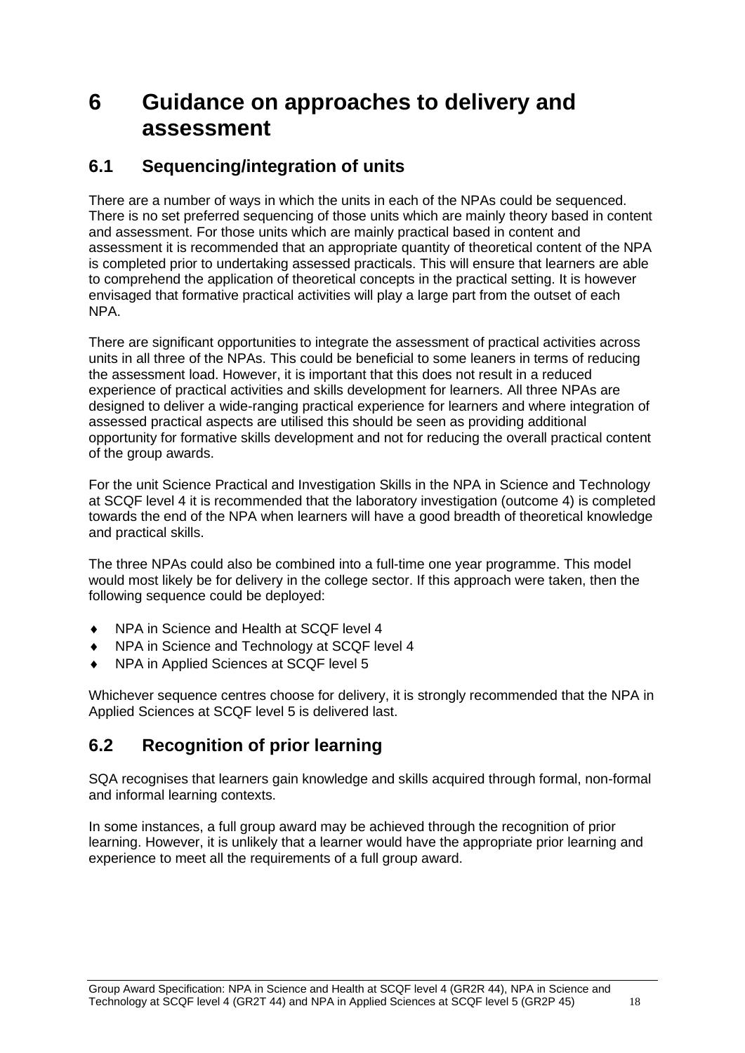# 6 Guidance on approaches to delivery and assessment

## 6.1 Sequencing/integration of units

There are a number of ways in which the units in each of the NPAs could be sequenced. There is no set preferred sequencing of those units which are mainly theory based in content and assessment. For those units which are mainly practical based in content and assessment it is recommended that an appropriate quantity of theoretical content of the NPA is completed prior to undertaking assessed practicals. This will ensure that learners are able to comprehend the application of theoretical concepts in the practical setting. It is however envisaged that formative practical activities will play a large part from the outset of each NPA.

There are significant opportunities to integrate the assessment of practical activities across units in all three of the NPAs. This could be beneficial to some leaners in terms of reducing the assessment load. However, it is important that this does not result in a reduced experience of practical activities and skills development for learners. All three NPAs are designed to deliver a wide-ranging practical experience for learners and where integration of assessed practical aspects are utilised this should be seen as providing additional opportunity for formative skills development and not for reducing the overall practical content of the group awards.

For the unit Science Practical and Investigation Skills in the NPA in Science and Technology at SCQF level 4 it is recommended that the laboratory investigation (outcome 4) is completed towards the end of the NPA when learners will have a good breadth of theoretical knowledge and practical skills.

The three NPAs could also be combined into a full-time one year programme. This model would most likely be for delivery in the college sector. If this approach were taken, then the following sequence could be deployed:

- NPA in Science and Health at SCQF level 4
- NPA in Science and Technology at SCQF level 4
- NPA in Applied Sciences at SCQF level 5

Whichever sequence centres choose for delivery, it is strongly recommended that the NPA in Applied Sciences at SCQF level 5 is delivered last.

## 6.2 Recognition of prior learning

SQA recognises that learners gain knowledge and skills acquired through formal, non-formal and informal learning contexts.

In some instances, a full group award may be achieved through the recognition of prior learning. However, it is unlikely that a learner would have the appropriate prior learning and experience to meet all the requirements of a full group award.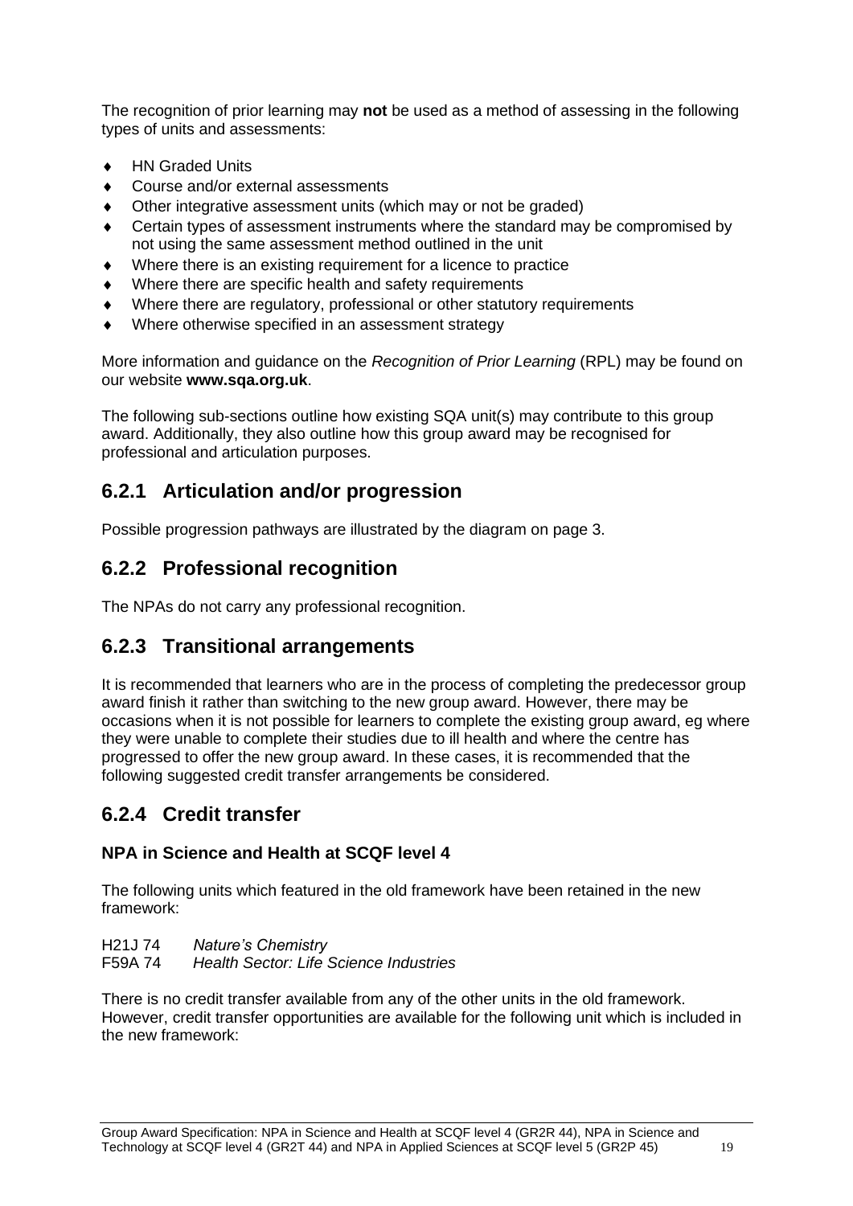The recognition of prior learning may **not** be used as a method of assessing in the following types of units and assessments:

- HN Graded Units
- Course and/or external assessments
- Other integrative assessment units (which may or not be graded)
- Certain types of assessment instruments where the standard may be compromised by not using the same assessment method outlined in the unit
- Where there is an existing requirement for a licence to practice
- Where there are specific health and safety requirements
- Where there are regulatory, professional or other statutory requirements
- Where otherwise specified in an assessment strategy

More information and guidance on the *Recognition of Prior Learning* (RPL) may be found on our website **www.sqa.org.uk**.

The following sub-sections outline how existing SQA unit(s) may contribute to this group award. Additionally, they also outline how this group award may be recognised for professional and articulation purposes.

## 6.2.1 Articulation and/or progression

Possible progression pathways are illustrated by the diagram on page 3.

## 6.2.2 Professional recognition

The NPAs do not carry any professional recognition.

## 6.2.3 Transitional arrangements

It is recommended that learners who are in the process of completing the predecessor group award finish it rather than switching to the new group award. However, there may be occasions when it is not possible for learners to complete the existing group award, eg where they were unable to complete their studies due to ill health and where the centre has progressed to offer the new group award. In these cases, it is recommended that the following suggested credit transfer arrangements be considered.

## 6.2.4 Credit transfer

### NPA in Science and Health at SCQF level 4

The following units which featured in the old framework have been retained in the new framework:

H21J 74 *Nature's Chemistry*
F59A 74 *Health Sector: Life Science Industries*

There is no credit transfer available from any of the other units in the old framework. However, credit transfer opportunities are available for the following unit which is included in the new framework: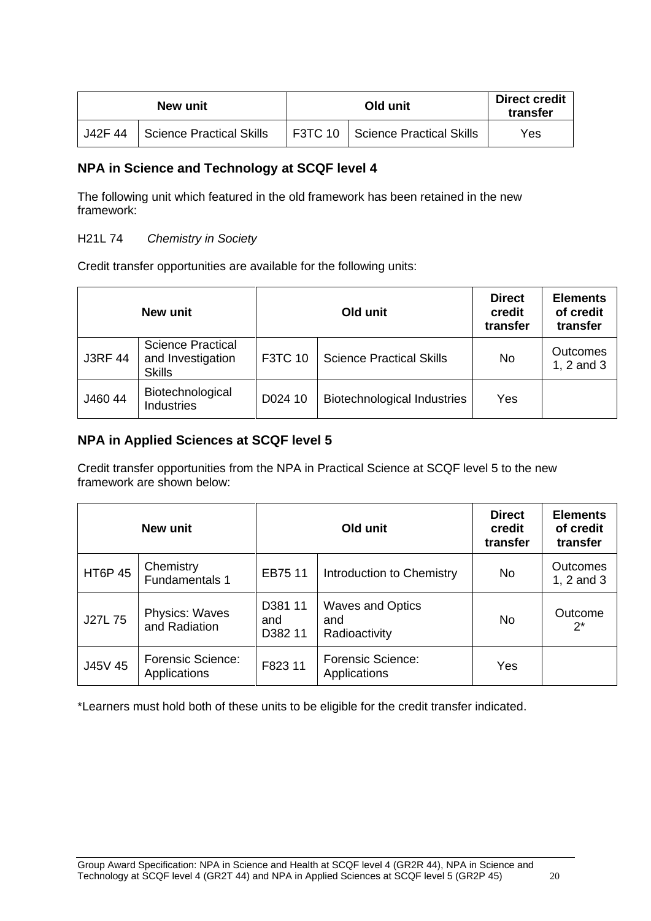| New unit | | Old unit | | Direct credit transfer |
|---|---|---|---|---|
| J42F 44 | Science Practical Skills | F3TC 10 | Science Practical Skills | Yes |

## NPA in Science and Technology at SCQF level 4

The following unit which featured in the old framework has been retained in the new framework:

H21L 74 *Chemistry in Society*

Credit transfer opportunities are available for the following units:

| New unit | | Old unit | | Direct credit transfer | Elements of credit transfer |
|---|---|---|---|---|---|
| J3RF 44 | Science Practical and Investigation Skills | F3TC 10 | Science Practical Skills | No | Outcomes 1, 2 and 3 |
| J460 44 | Biotechnological Industries | D024 10 | Biotechnological Industries | Yes | |

## NPA in Applied Sciences at SCQF level 5

Credit transfer opportunities from the NPA in Practical Science at SCQF level 5 to the new framework are shown below:

| New unit | | Old unit | | Direct credit transfer | Elements of credit transfer |
|---|---|---|---|---|---|
| HT6P 45 | Chemistry Fundamentals 1 | EB75 11 | Introduction to Chemistry | No | Outcomes 1, 2 and 3 |
| J27L 75 | Physics: Waves and Radiation | D381 11 and D382 11 | Waves and Optics and Radioactivity | No | Outcome 2* |
| J45V 45 | Forensic Science: Applications | F823 11 | Forensic Science: Applications | Yes | |

*Learners must hold both of these units to be eligible for the credit transfer indicated.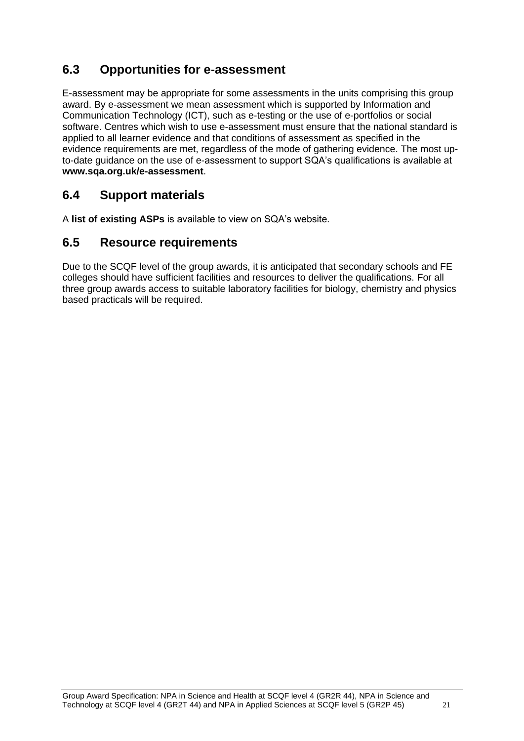## 6.3 Opportunities for e-assessment

E-assessment may be appropriate for some assessments in the units comprising this group award. By e-assessment we mean assessment which is supported by Information and Communication Technology (ICT), such as e-testing or the use of e-portfolios or social software. Centres which wish to use e-assessment must ensure that the national standard is applied to all learner evidence and that conditions of assessment as specified in the evidence requirements are met, regardless of the mode of gathering evidence. The most up-to-date guidance on the use of e-assessment to support SQA's qualifications is available at **www.sqa.org.uk/e-assessment**.

## 6.4 Support materials

A **list of existing ASPs** is available to view on SQA's website.

## 6.5 Resource requirements

Due to the SCQF level of the group awards, it is anticipated that secondary schools and FE colleges should have sufficient facilities and resources to deliver the qualifications. For all three group awards access to suitable laboratory facilities for biology, chemistry and physics based practicals will be required.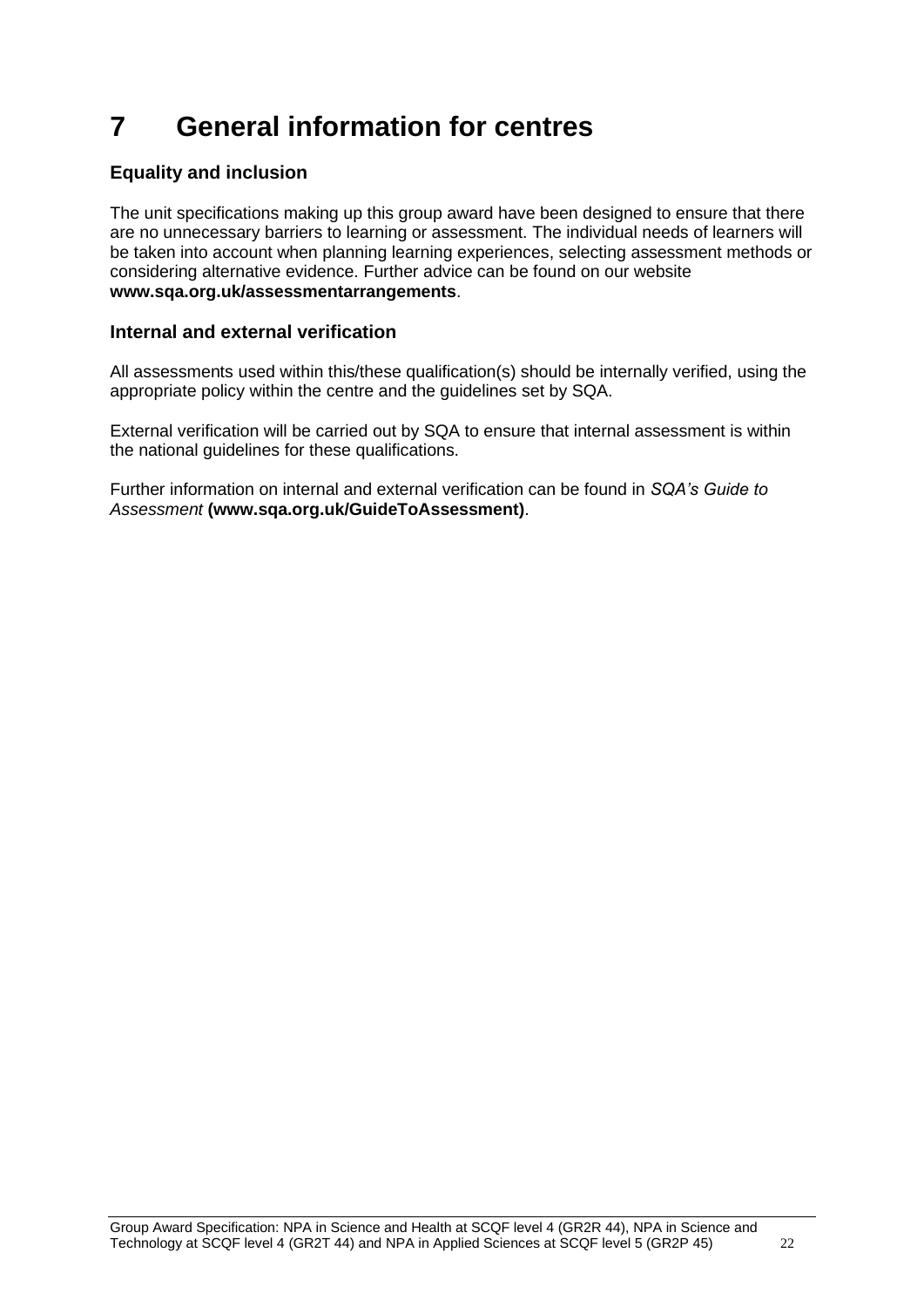# 7 General information for centres

## Equality and inclusion

The unit specifications making up this group award have been designed to ensure that there are no unnecessary barriers to learning or assessment. The individual needs of learners will be taken into account when planning learning experiences, selecting assessment methods or considering alternative evidence. Further advice can be found on our website **www.sqa.org.uk/assessmentarrangements**.

## Internal and external verification

All assessments used within this/these qualification(s) should be internally verified, using the appropriate policy within the centre and the guidelines set by SQA.

External verification will be carried out by SQA to ensure that internal assessment is within the national guidelines for these qualifications.

Further information on internal and external verification can be found in *SQA's Guide to Assessment* **(www.sqa.org.uk/GuideToAssessment)**.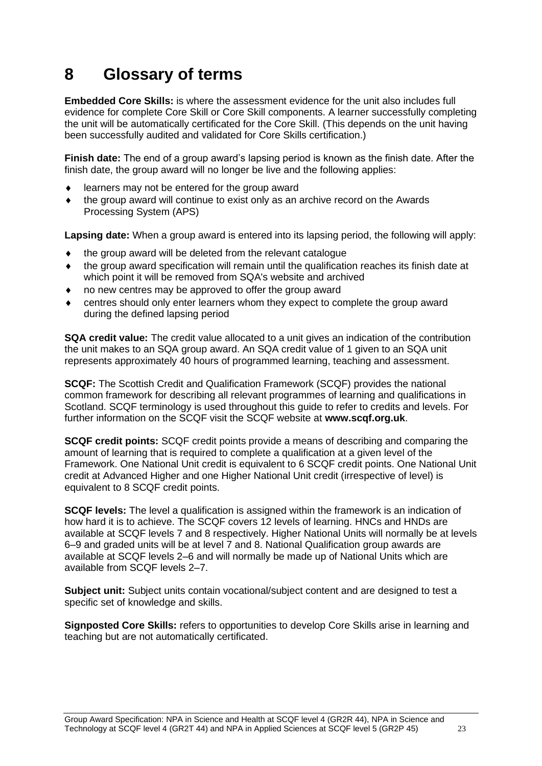# 8 Glossary of terms

**Embedded Core Skills:** is where the assessment evidence for the unit also includes full evidence for complete Core Skill or Core Skill components. A learner successfully completing the unit will be automatically certificated for the Core Skill. (This depends on the unit having been successfully audited and validated for Core Skills certification.)

**Finish date:** The end of a group award's lapsing period is known as the finish date. After the finish date, the group award will no longer be live and the following applies:

- learners may not be entered for the group award
- the group award will continue to exist only as an archive record on the Awards Processing System (APS)

**Lapsing date:** When a group award is entered into its lapsing period, the following will apply:

- the group award will be deleted from the relevant catalogue
- the group award specification will remain until the qualification reaches its finish date at which point it will be removed from SQA's website and archived
- no new centres may be approved to offer the group award
- centres should only enter learners whom they expect to complete the group award during the defined lapsing period

**SQA credit value:** The credit value allocated to a unit gives an indication of the contribution the unit makes to an SQA group award. An SQA credit value of 1 given to an SQA unit represents approximately 40 hours of programmed learning, teaching and assessment.

**SCQF:** The Scottish Credit and Qualification Framework (SCQF) provides the national common framework for describing all relevant programmes of learning and qualifications in Scotland. SCQF terminology is used throughout this guide to refer to credits and levels. For further information on the SCQF visit the SCQF website at **www.scqf.org.uk**.

**SCQF credit points:** SCQF credit points provide a means of describing and comparing the amount of learning that is required to complete a qualification at a given level of the Framework. One National Unit credit is equivalent to 6 SCQF credit points. One National Unit credit at Advanced Higher and one Higher National Unit credit (irrespective of level) is equivalent to 8 SCQF credit points.

**SCQF levels:** The level a qualification is assigned within the framework is an indication of how hard it is to achieve. The SCQF covers 12 levels of learning. HNCs and HNDs are available at SCQF levels 7 and 8 respectively. Higher National Units will normally be at levels 6–9 and graded units will be at level 7 and 8. National Qualification group awards are available at SCQF levels 2–6 and will normally be made up of National Units which are available from SCQF levels 2–7.

**Subject unit:** Subject units contain vocational/subject content and are designed to test a specific set of knowledge and skills.

**Signposted Core Skills:** refers to opportunities to develop Core Skills arise in learning and teaching but are not automatically certificated.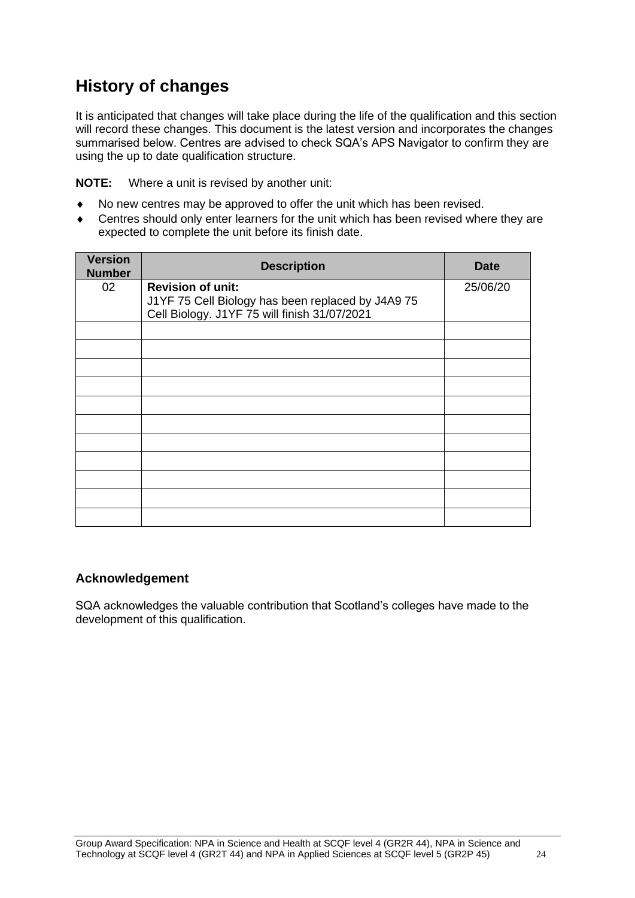## History of changes

It is anticipated that changes will take place during the life of the qualification and this section will record these changes. This document is the latest version and incorporates the changes summarised below. Centres are advised to check SQA's APS Navigator to confirm they are using the up to date qualification structure.

**NOTE:** Where a unit is revised by another unit:

- No new centres may be approved to offer the unit which has been revised.
- Centres should only enter learners for the unit which has been revised where they are expected to complete the unit before its finish date.

| Version Number | Description | Date |
|---|---|---|
| 02 | **Revision of unit:** J1YF 75 Cell Biology has been replaced by J4A9 75 Cell Biology. J1YF 75 will finish 31/07/2021 | 25/06/20 |
| | | |
| | | |
| | | |
| | | |
| | | |
| | | |
| | | |
| | | |
| | | |
| | | |
| | | |

### Acknowledgement

SQA acknowledges the valuable contribution that Scotland's colleges have made to the development of this qualification.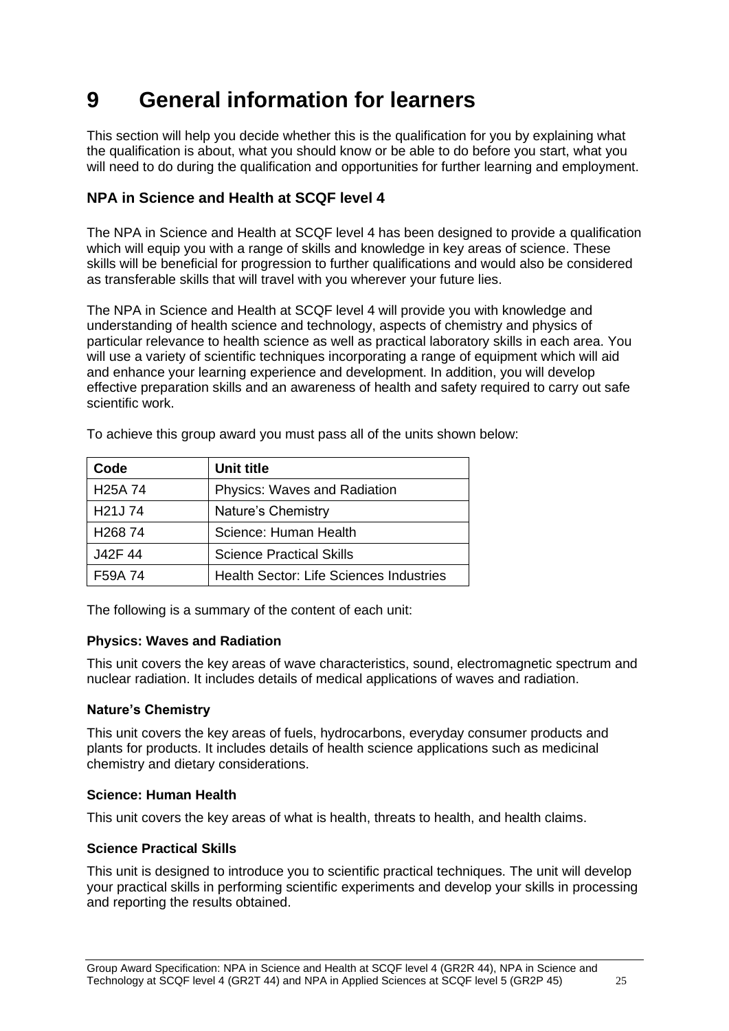# 9 General information for learners

This section will help you decide whether this is the qualification for you by explaining what the qualification is about, what you should know or be able to do before you start, what you will need to do during the qualification and opportunities for further learning and employment.

### NPA in Science and Health at SCQF level 4

The NPA in Science and Health at SCQF level 4 has been designed to provide a qualification which will equip you with a range of skills and knowledge in key areas of science. These skills will be beneficial for progression to further qualifications and would also be considered as transferable skills that will travel with you wherever your future lies.

The NPA in Science and Health at SCQF level 4 will provide you with knowledge and understanding of health science and technology, aspects of chemistry and physics of particular relevance to health science as well as practical laboratory skills in each area. You will use a variety of scientific techniques incorporating a range of equipment which will aid and enhance your learning experience and development. In addition, you will develop effective preparation skills and an awareness of health and safety required to carry out safe scientific work.

To achieve this group award you must pass all of the units shown below:

| Code | Unit title |
|---|---|
| H25A 74 | Physics: Waves and Radiation |
| H21J 74 | Nature's Chemistry |
| H268 74 | Science: Human Health |
| J42F 44 | Science Practical Skills |
| F59A 74 | Health Sector: Life Sciences Industries |

The following is a summary of the content of each unit:

**Physics: Waves and Radiation**

This unit covers the key areas of wave characteristics, sound, electromagnetic spectrum and nuclear radiation. It includes details of medical applications of waves and radiation.

**Nature's Chemistry**

This unit covers the key areas of fuels, hydrocarbons, everyday consumer products and plants for products. It includes details of health science applications such as medicinal chemistry and dietary considerations.

**Science: Human Health**

This unit covers the key areas of what is health, threats to health, and health claims.

**Science Practical Skills**

This unit is designed to introduce you to scientific practical techniques. The unit will develop your practical skills in performing scientific experiments and develop your skills in processing and reporting the results obtained.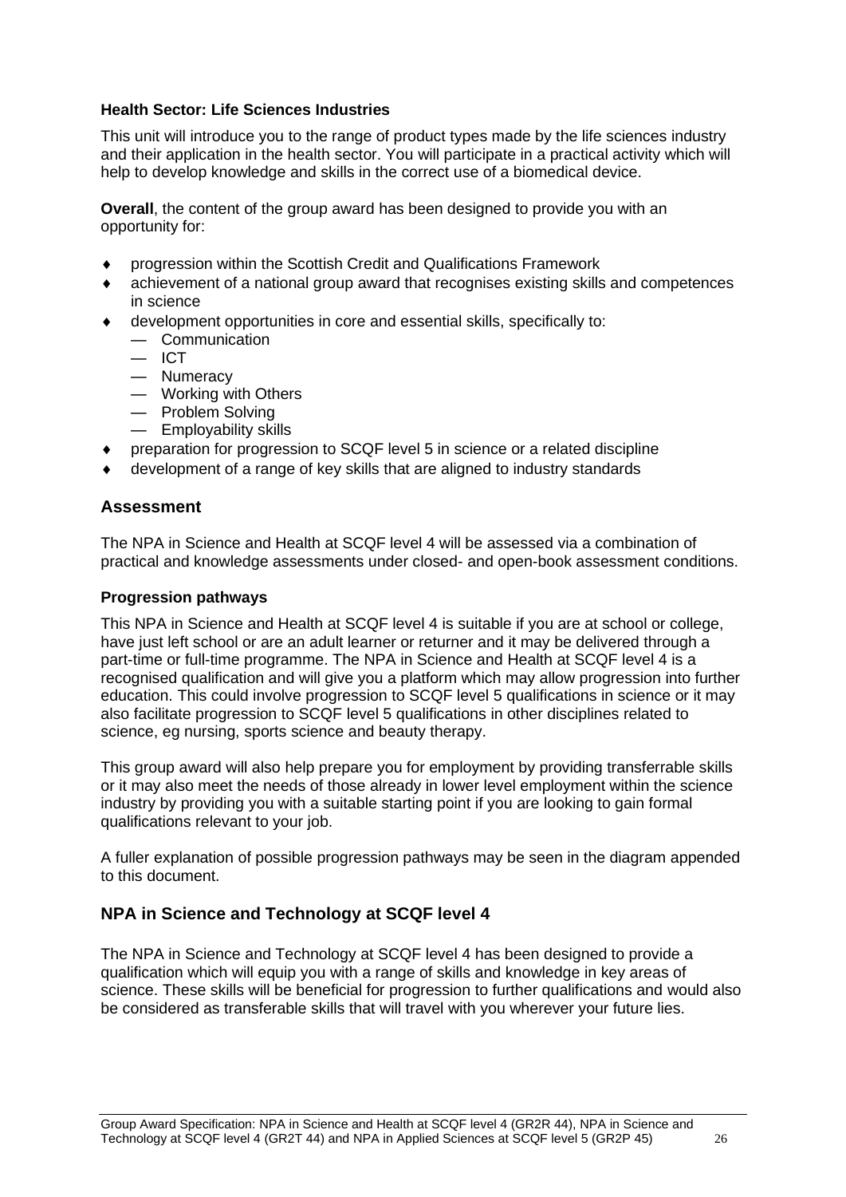**Health Sector: Life Sciences Industries**

This unit will introduce you to the range of product types made by the life sciences industry and their application in the health sector. You will participate in a practical activity which will help to develop knowledge and skills in the correct use of a biomedical device.

**Overall**, the content of the group award has been designed to provide you with an opportunity for:

- progression within the Scottish Credit and Qualifications Framework
- achievement of a national group award that recognises existing skills and competences in science
- development opportunities in core and essential skills, specifically to:
  - Communication
  - ICT
  - Numeracy
  - Working with Others
  - Problem Solving
  - Employability skills
- preparation for progression to SCQF level 5 in science or a related discipline
- development of a range of key skills that are aligned to industry standards

## Assessment

The NPA in Science and Health at SCQF level 4 will be assessed via a combination of practical and knowledge assessments under closed- and open-book assessment conditions.

**Progression pathways**

This NPA in Science and Health at SCQF level 4 is suitable if you are at school or college, have just left school or are an adult learner or returner and it may be delivered through a part-time or full-time programme. The NPA in Science and Health at SCQF level 4 is a recognised qualification and will give you a platform which may allow progression into further education. This could involve progression to SCQF level 5 qualifications in science or it may also facilitate progression to SCQF level 5 qualifications in other disciplines related to science, eg nursing, sports science and beauty therapy.

This group award will also help prepare you for employment by providing transferrable skills or it may also meet the needs of those already in lower level employment within the science industry by providing you with a suitable starting point if you are looking to gain formal qualifications relevant to your job.

A fuller explanation of possible progression pathways may be seen in the diagram appended to this document.

## NPA in Science and Technology at SCQF level 4

The NPA in Science and Technology at SCQF level 4 has been designed to provide a qualification which will equip you with a range of skills and knowledge in key areas of science. These skills will be beneficial for progression to further qualifications and would also be considered as transferable skills that will travel with you wherever your future lies.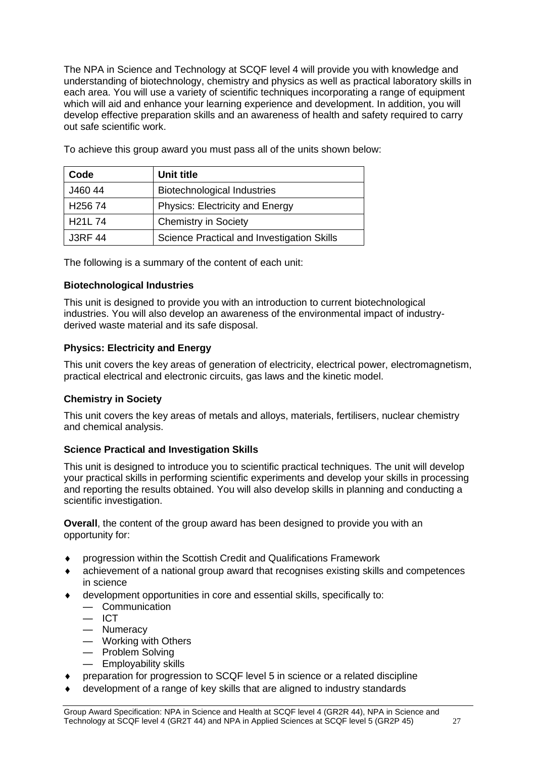The NPA in Science and Technology at SCQF level 4 will provide you with knowledge and understanding of biotechnology, chemistry and physics as well as practical laboratory skills in each area. You will use a variety of scientific techniques incorporating a range of equipment which will aid and enhance your learning experience and development. In addition, you will develop effective preparation skills and an awareness of health and safety required to carry out safe scientific work.

To achieve this group award you must pass all of the units shown below:

| Code | Unit title |
|---|---|
| J460 44 | Biotechnological Industries |
| H256 74 | Physics: Electricity and Energy |
| H21L 74 | Chemistry in Society |
| J3RF 44 | Science Practical and Investigation Skills |

The following is a summary of the content of each unit:

**Biotechnological Industries**

This unit is designed to provide you with an introduction to current biotechnological industries. You will also develop an awareness of the environmental impact of industry-derived waste material and its safe disposal.

**Physics: Electricity and Energy**

This unit covers the key areas of generation of electricity, electrical power, electromagnetism, practical electrical and electronic circuits, gas laws and the kinetic model.

**Chemistry in Society**

This unit covers the key areas of metals and alloys, materials, fertilisers, nuclear chemistry and chemical analysis.

**Science Practical and Investigation Skills**

This unit is designed to introduce you to scientific practical techniques. The unit will develop your practical skills in performing scientific experiments and develop your skills in processing and reporting the results obtained. You will also develop skills in planning and conducting a scientific investigation.

**Overall**, the content of the group award has been designed to provide you with an opportunity for:

- progression within the Scottish Credit and Qualifications Framework
- achievement of a national group award that recognises existing skills and competences in science
- development opportunities in core and essential skills, specifically to:
  - Communication
  - ICT
  - Numeracy
  - Working with Others
  - Problem Solving
  - Employability skills
- preparation for progression to SCQF level 5 in science or a related discipline
- development of a range of key skills that are aligned to industry standards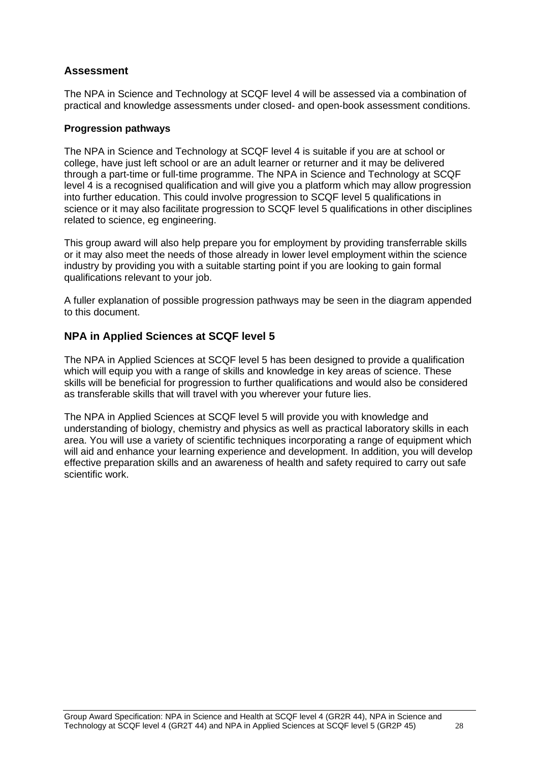## Assessment

The NPA in Science and Technology at SCQF level 4 will be assessed via a combination of practical and knowledge assessments under closed- and open-book assessment conditions.

### Progression pathways

The NPA in Science and Technology at SCQF level 4 is suitable if you are at school or college, have just left school or are an adult learner or returner and it may be delivered through a part-time or full-time programme. The NPA in Science and Technology at SCQF level 4 is a recognised qualification and will give you a platform which may allow progression into further education. This could involve progression to SCQF level 5 qualifications in science or it may also facilitate progression to SCQF level 5 qualifications in other disciplines related to science, eg engineering.

This group award will also help prepare you for employment by providing transferrable skills or it may also meet the needs of those already in lower level employment within the science industry by providing you with a suitable starting point if you are looking to gain formal qualifications relevant to your job.

A fuller explanation of possible progression pathways may be seen in the diagram appended to this document.

## NPA in Applied Sciences at SCQF level 5

The NPA in Applied Sciences at SCQF level 5 has been designed to provide a qualification which will equip you with a range of skills and knowledge in key areas of science. These skills will be beneficial for progression to further qualifications and would also be considered as transferable skills that will travel with you wherever your future lies.

The NPA in Applied Sciences at SCQF level 5 will provide you with knowledge and understanding of biology, chemistry and physics as well as practical laboratory skills in each area. You will use a variety of scientific techniques incorporating a range of equipment which will aid and enhance your learning experience and development. In addition, you will develop effective preparation skills and an awareness of health and safety required to carry out safe scientific work.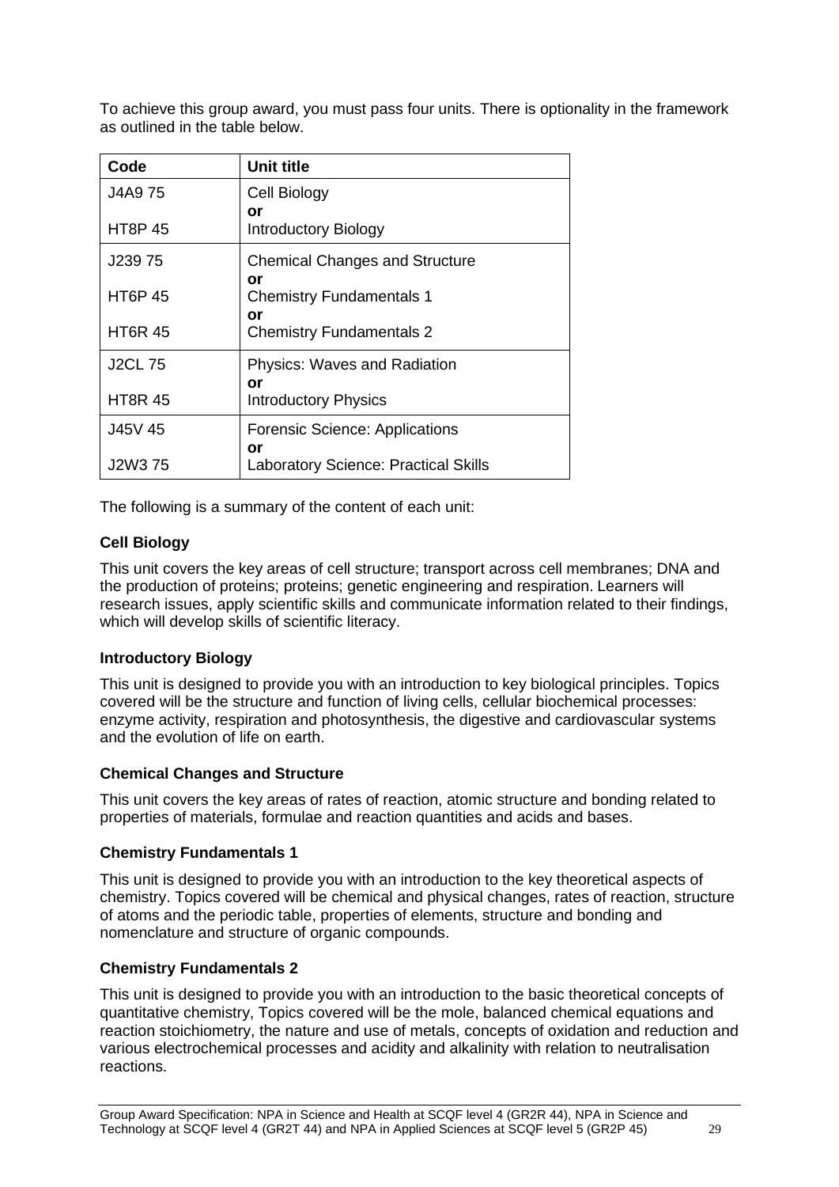To achieve this group award, you must pass four units. There is optionality in the framework as outlined in the table below.

| Code | Unit title |
|---|---|
| J4A9 75<br><br>HT8P 45 | Cell Biology<br>**or**<br>Introductory Biology |
| J239 75<br><br>HT6P 45<br><br>HT6R 45 | Chemical Changes and Structure<br>**or**<br>Chemistry Fundamentals 1<br>**or**<br>Chemistry Fundamentals 2 |
| J2CL 75<br><br>HT8R 45 | Physics: Waves and Radiation<br>**or**<br>Introductory Physics |
| J45V 45<br><br>J2W3 75 | Forensic Science: Applications<br>**or**<br>Laboratory Science: Practical Skills |

The following is a summary of the content of each unit:

**Cell Biology**

This unit covers the key areas of cell structure; transport across cell membranes; DNA and the production of proteins; proteins; genetic engineering and respiration. Learners will research issues, apply scientific skills and communicate information related to their findings, which will develop skills of scientific literacy.

**Introductory Biology**

This unit is designed to provide you with an introduction to key biological principles. Topics covered will be the structure and function of living cells, cellular biochemical processes: enzyme activity, respiration and photosynthesis, the digestive and cardiovascular systems and the evolution of life on earth.

**Chemical Changes and Structure**

This unit covers the key areas of rates of reaction, atomic structure and bonding related to properties of materials, formulae and reaction quantities and acids and bases.

**Chemistry Fundamentals 1**

This unit is designed to provide you with an introduction to the key theoretical aspects of chemistry. Topics covered will be chemical and physical changes, rates of reaction, structure of atoms and the periodic table, properties of elements, structure and bonding and nomenclature and structure of organic compounds.

**Chemistry Fundamentals 2**

This unit is designed to provide you with an introduction to the basic theoretical concepts of quantitative chemistry, Topics covered will be the mole, balanced chemical equations and reaction stoichiometry, the nature and use of metals, concepts of oxidation and reduction and various electrochemical processes and acidity and alkalinity with relation to neutralisation reactions.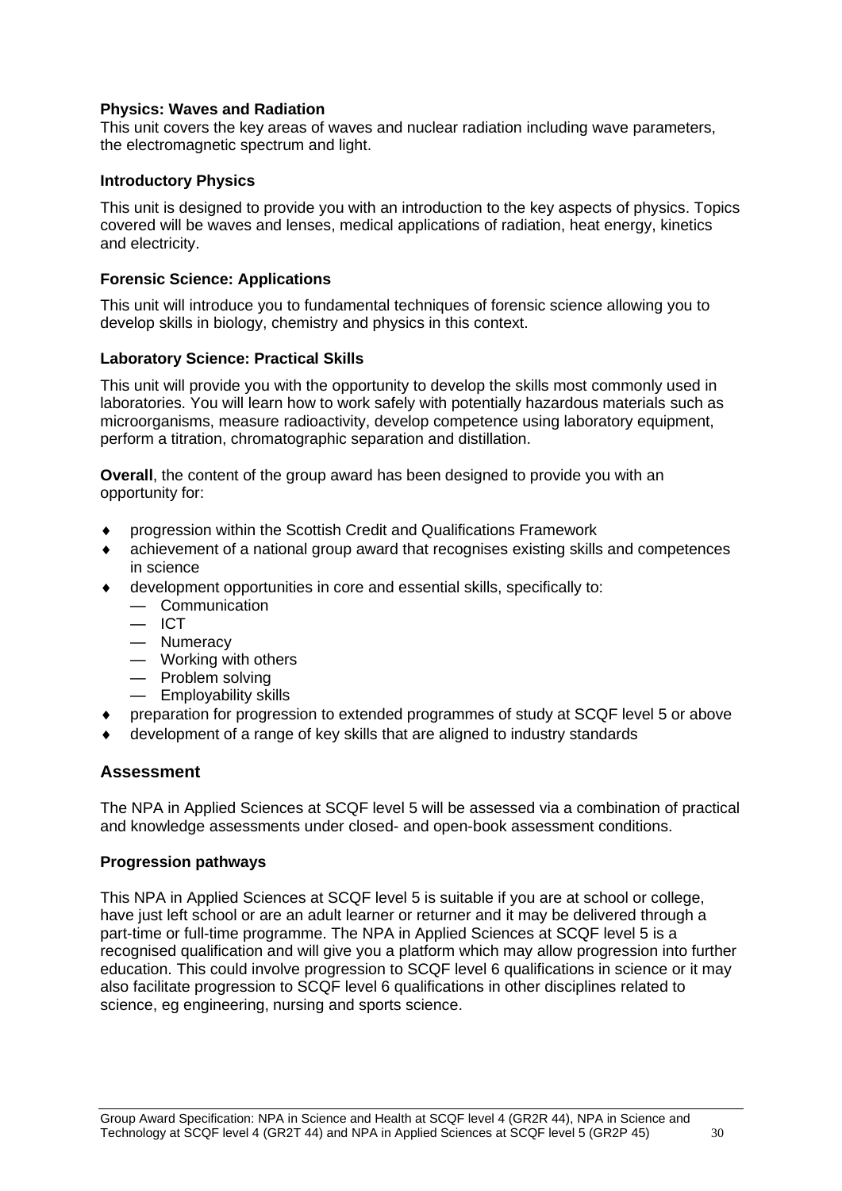**Physics: Waves and Radiation**
This unit covers the key areas of waves and nuclear radiation including wave parameters, the electromagnetic spectrum and light.

**Introductory Physics**

This unit is designed to provide you with an introduction to the key aspects of physics. Topics covered will be waves and lenses, medical applications of radiation, heat energy, kinetics and electricity.

**Forensic Science: Applications**

This unit will introduce you to fundamental techniques of forensic science allowing you to develop skills in biology, chemistry and physics in this context.

**Laboratory Science: Practical Skills**

This unit will provide you with the opportunity to develop the skills most commonly used in laboratories. You will learn how to work safely with potentially hazardous materials such as microorganisms, measure radioactivity, develop competence using laboratory equipment, perform a titration, chromatographic separation and distillation.

**Overall**, the content of the group award has been designed to provide you with an opportunity for:

- progression within the Scottish Credit and Qualifications Framework
- achievement of a national group award that recognises existing skills and competences in science
- development opportunities in core and essential skills, specifically to:
  - Communication
  - ICT
  - Numeracy
  - Working with others
  - Problem solving
  - Employability skills
- preparation for progression to extended programmes of study at SCQF level 5 or above
- development of a range of key skills that are aligned to industry standards

## Assessment

The NPA in Applied Sciences at SCQF level 5 will be assessed via a combination of practical and knowledge assessments under closed- and open-book assessment conditions.

**Progression pathways**

This NPA in Applied Sciences at SCQF level 5 is suitable if you are at school or college, have just left school or are an adult learner or returner and it may be delivered through a part-time or full-time programme. The NPA in Applied Sciences at SCQF level 5 is a recognised qualification and will give you a platform which may allow progression into further education. This could involve progression to SCQF level 6 qualifications in science or it may also facilitate progression to SCQF level 6 qualifications in other disciplines related to science, eg engineering, nursing and sports science.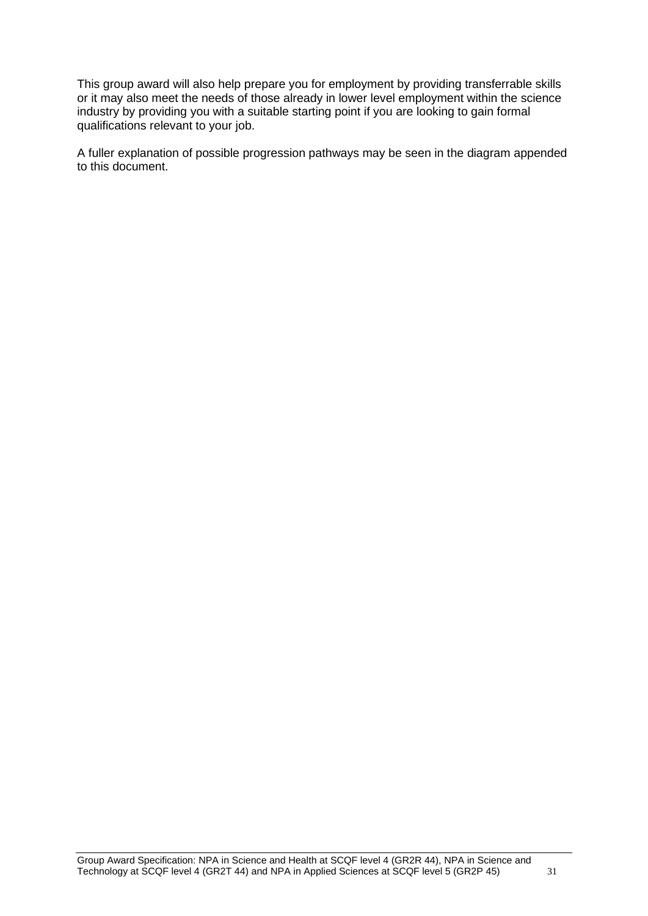This group award will also help prepare you for employment by providing transferrable skills or it may also meet the needs of those already in lower level employment within the science industry by providing you with a suitable starting point if you are looking to gain formal qualifications relevant to your job.

A fuller explanation of possible progression pathways may be seen in the diagram appended to this document.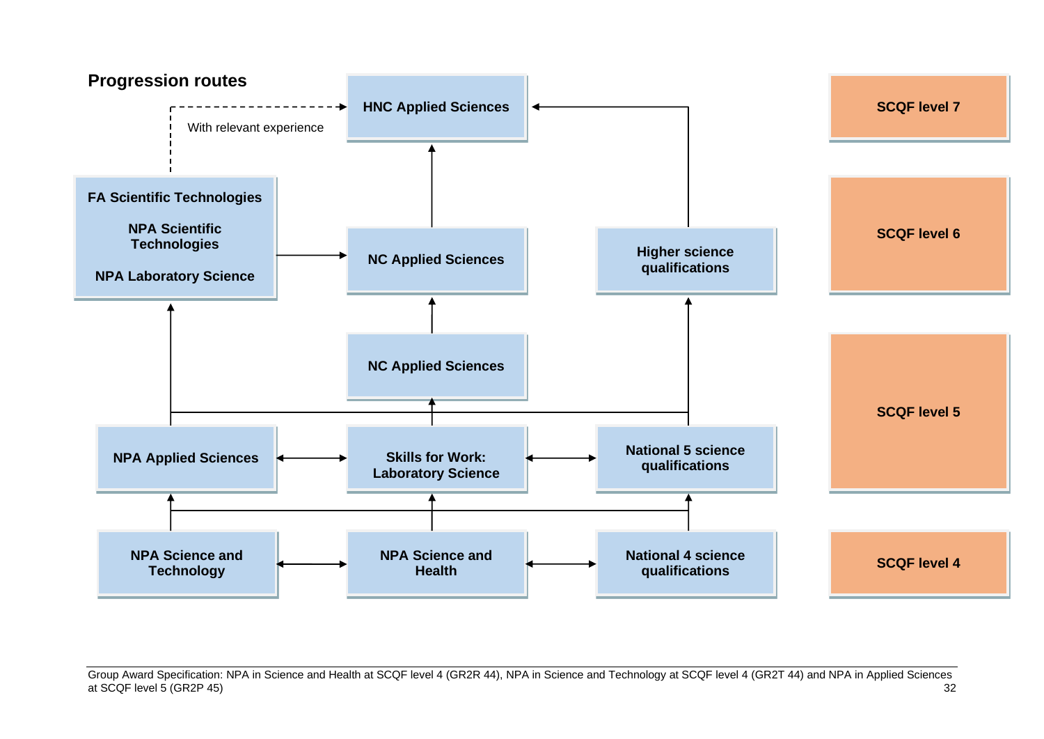## Progression routes

HNC Applied Sciences

With relevant experience

FA Scientific Technologies

NPA Scientific Technologies

NPA Laboratory Science

NC Applied Sciences

Higher science qualifications

NC Applied Sciences

NPA Applied Sciences

Skills for Work: Laboratory Science

National 5 science qualifications

NPA Science and Technology

NPA Science and Health

National 4 science qualifications

SCQF level 7

SCQF level 6

SCQF level 5

SCQF level 4